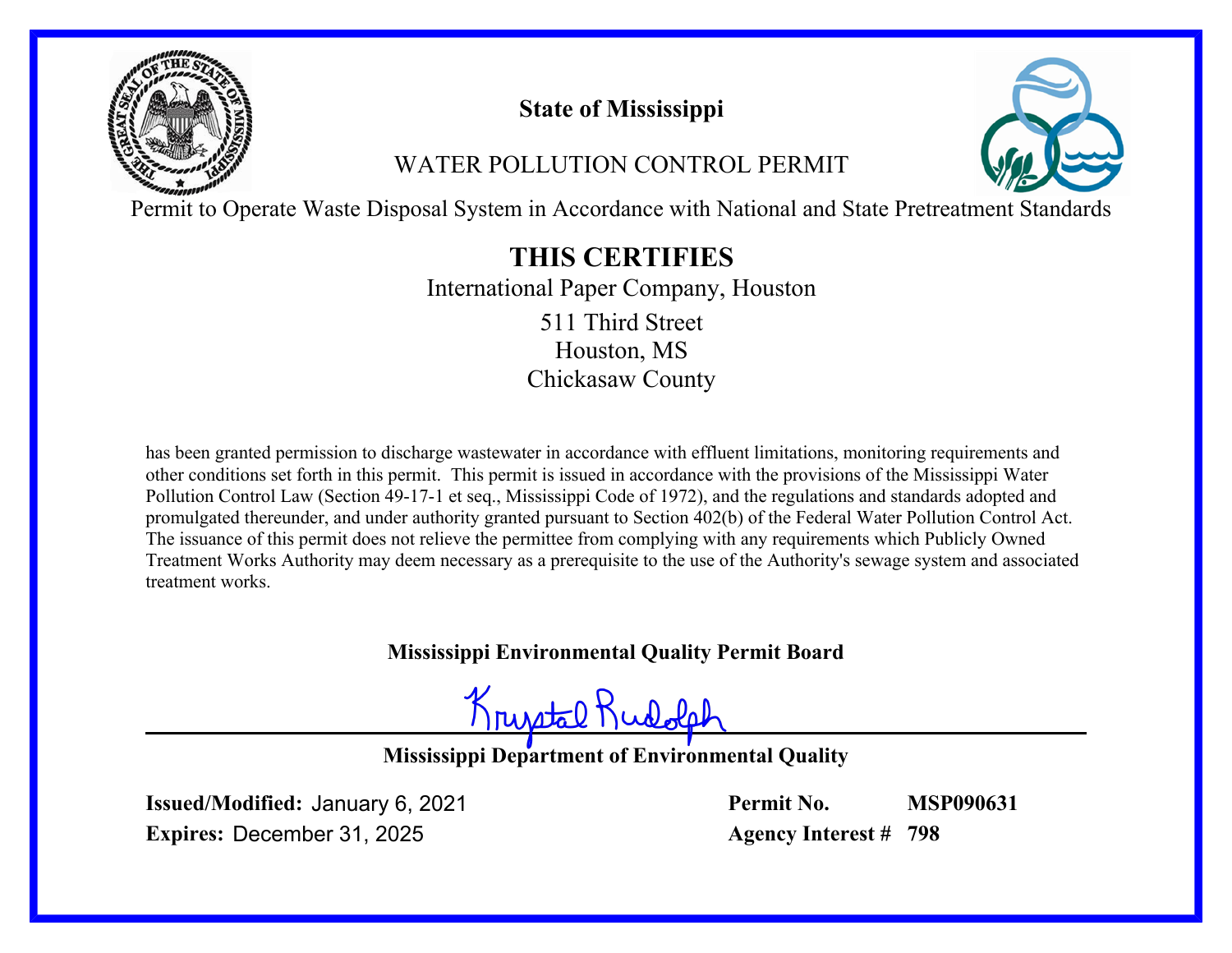# State of Mississippi

## WATER POLLUTION CONTROL PERMIT

Permit to Operate Waste Disposal System in Accordance with National and State Pretreatment Standards

## THIS CERTIFIES

International Paper Company, Houston

511 Third Street
Houston, MS
Chickasaw County

has been granted permission to discharge wastewater in accordance with effluent limitations, monitoring requirements and other conditions set forth in this permit. This permit is issued in accordance with the provisions of the Mississippi Water Pollution Control Law (Section 49-17-1 et seq., Mississippi Code of 1972), and the regulations and standards adopted and promulgated thereunder, and under authority granted pursuant to Section 402(b) of the Federal Water Pollution Control Act. The issuance of this permit does not relieve the permittee from complying with any requirements which Publicly Owned Treatment Works Authority may deem necessary as a prerequisite to the use of the Authority's sewage system and associated treatment works.

**Mississippi Environmental Quality Permit Board**

Krystal Rudolph

**Mississippi Department of Environmental Quality**

**Issued/Modified:** January 6, 2021
**Expires:** December 31, 2025

**Permit No.** **MSP090631**
**Agency Interest #** **798**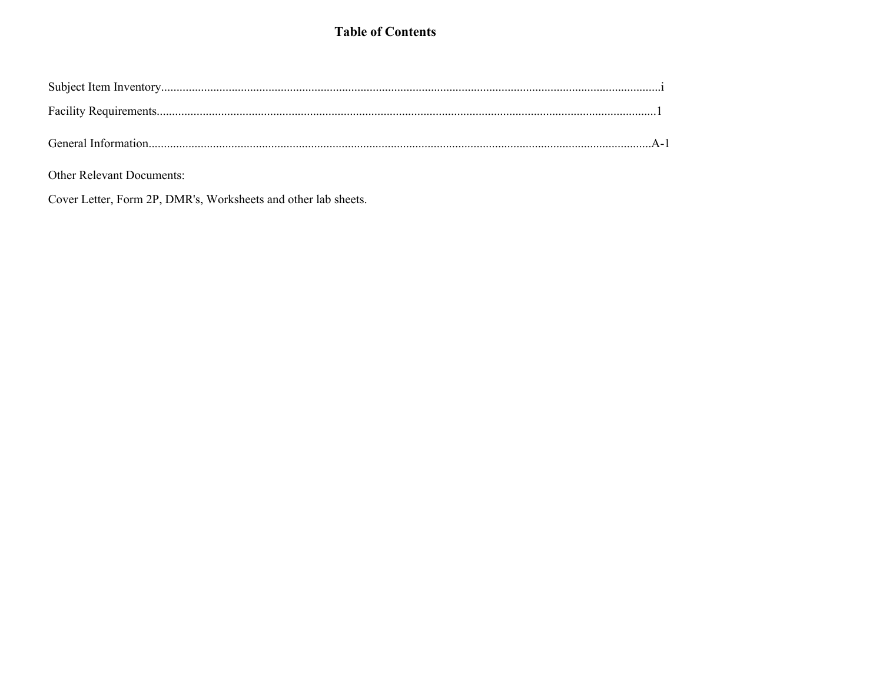# Table of Contents

Subject Item Inventory....................................................................................................................................................i

Facility Requirements....................................................................................................................................................1

General Information....................................................................................................................................................A-1

Other Relevant Documents:

Cover Letter, Form 2P, DMR's, Worksheets and other lab sheets.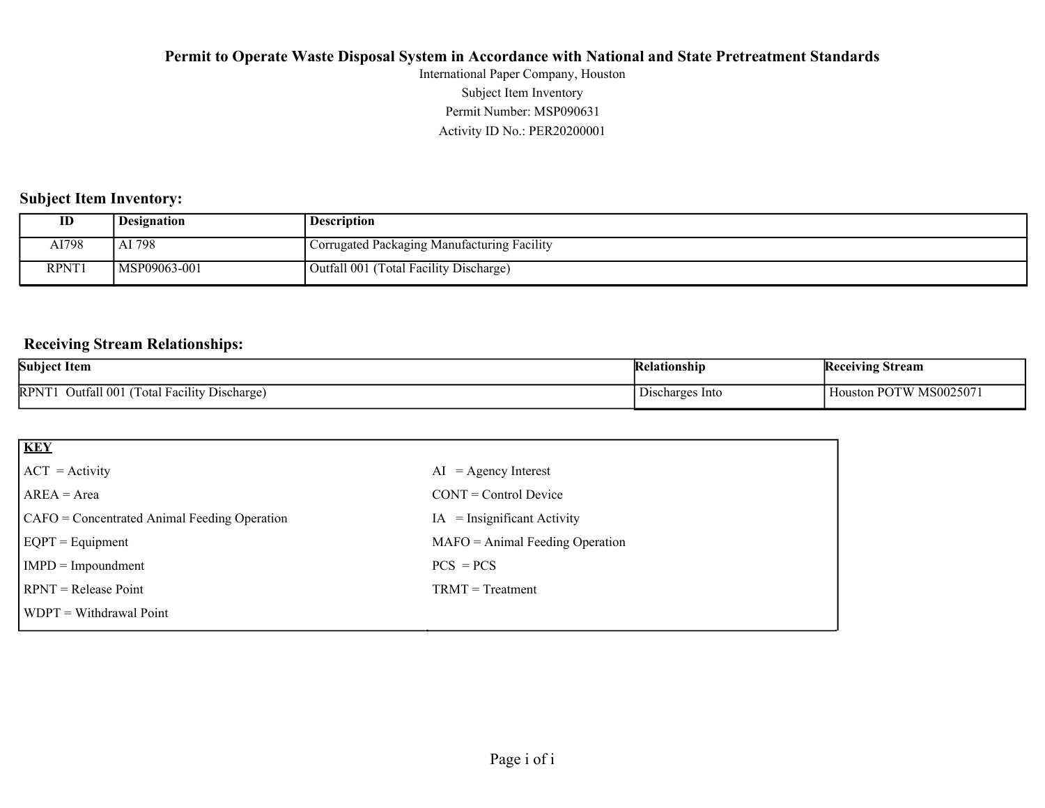**Permit to Operate Waste Disposal System in Accordance with National and State Pretreatment Standards**

International Paper Company, Houston

Subject Item Inventory

Permit Number: MSP090631

Activity ID No.: PER20200001

## Subject Item Inventory:

| ID | Designation | Description |
|---|---|---|
| AI798 | AI 798 | Corrugated Packaging Manufacturing Facility |
| RPNT1 | MSP09063-001 | Outfall 001 (Total Facility Discharge) |

## Receiving Stream Relationships:

| Subject Item | Relationship | Receiving Stream |
|---|---|---|
| RPNT1 Outfall 001 (Total Facility Discharge) | Discharges Into | Houston POTW MS0025071 |

| **KEY** | |
|---|---|
| ACT = Activity | AI = Agency Interest |
| AREA = Area | CONT = Control Device |
| CAFO = Concentrated Animal Feeding Operation | IA = Insignificant Activity |
| EQPT = Equipment | MAFO = Animal Feeding Operation |
| IMPD = Impoundment | PCS = PCS |
| RPNT = Release Point | TRMT = Treatment |
| WDPT = Withdrawal Point | |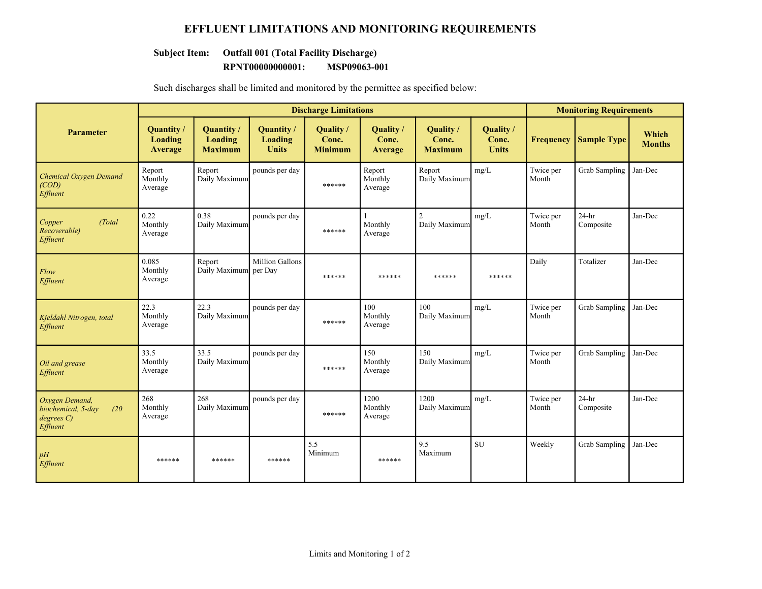# EFFLUENT LIMITATIONS AND MONITORING REQUIREMENTS

**Subject Item: Outfall 001 (Total Facility Discharge)**
**RPNT00000000001: MSP09063-001**

Such discharges shall be limited and monitored by the permittee as specified below:

| Parameter | Discharge Limitations | | | | | | | Monitoring Requirements | | |
|---|---|---|---|---|---|---|---|---|---|---|
| | Quantity / Loading Average | Quantity / Loading Maximum | Quantity / Loading Units | Quality / Conc. Minimum | Quality / Conc. Average | Quality / Conc. Maximum | Quality / Conc. Units | Frequency | Sample Type | Which Months |
| *Chemical Oxygen Demand (COD) Effluent* | Report Monthly Average | Report Daily Maximum | pounds per day | ****** | Report Monthly Average | Report Daily Maximum | mg/L | Twice per Month | Grab Sampling | Jan-Dec |
| *Copper (Total Recoverable) Effluent* | 0.22 Monthly Average | 0.38 Daily Maximum | pounds per day | ****** | 1 Monthly Average | 2 Daily Maximum | mg/L | Twice per Month | 24-hr Composite | Jan-Dec |
| *Flow Effluent* | 0.085 Monthly Average | Report Daily Maximum | Million Gallons per Day | ****** | ****** | ****** | ****** | Daily | Totalizer | Jan-Dec |
| *Kjeldahl Nitrogen, total Effluent* | 22.3 Monthly Average | 22.3 Daily Maximum | pounds per day | ****** | 100 Monthly Average | 100 Daily Maximum | mg/L | Twice per Month | Grab Sampling | Jan-Dec |
| *Oil and grease Effluent* | 33.5 Monthly Average | 33.5 Daily Maximum | pounds per day | ****** | 150 Monthly Average | 150 Daily Maximum | mg/L | Twice per Month | Grab Sampling | Jan-Dec |
| *Oxygen Demand, biochemical, 5-day (20 degrees C) Effluent* | 268 Monthly Average | 268 Daily Maximum | pounds per day | ****** | 1200 Monthly Average | 1200 Daily Maximum | mg/L | Twice per Month | 24-hr Composite | Jan-Dec |
| *pH Effluent* | ****** | ****** | ****** | 5.5 Minimum | ****** | 9.5 Maximum | SU | Weekly | Grab Sampling | Jan-Dec |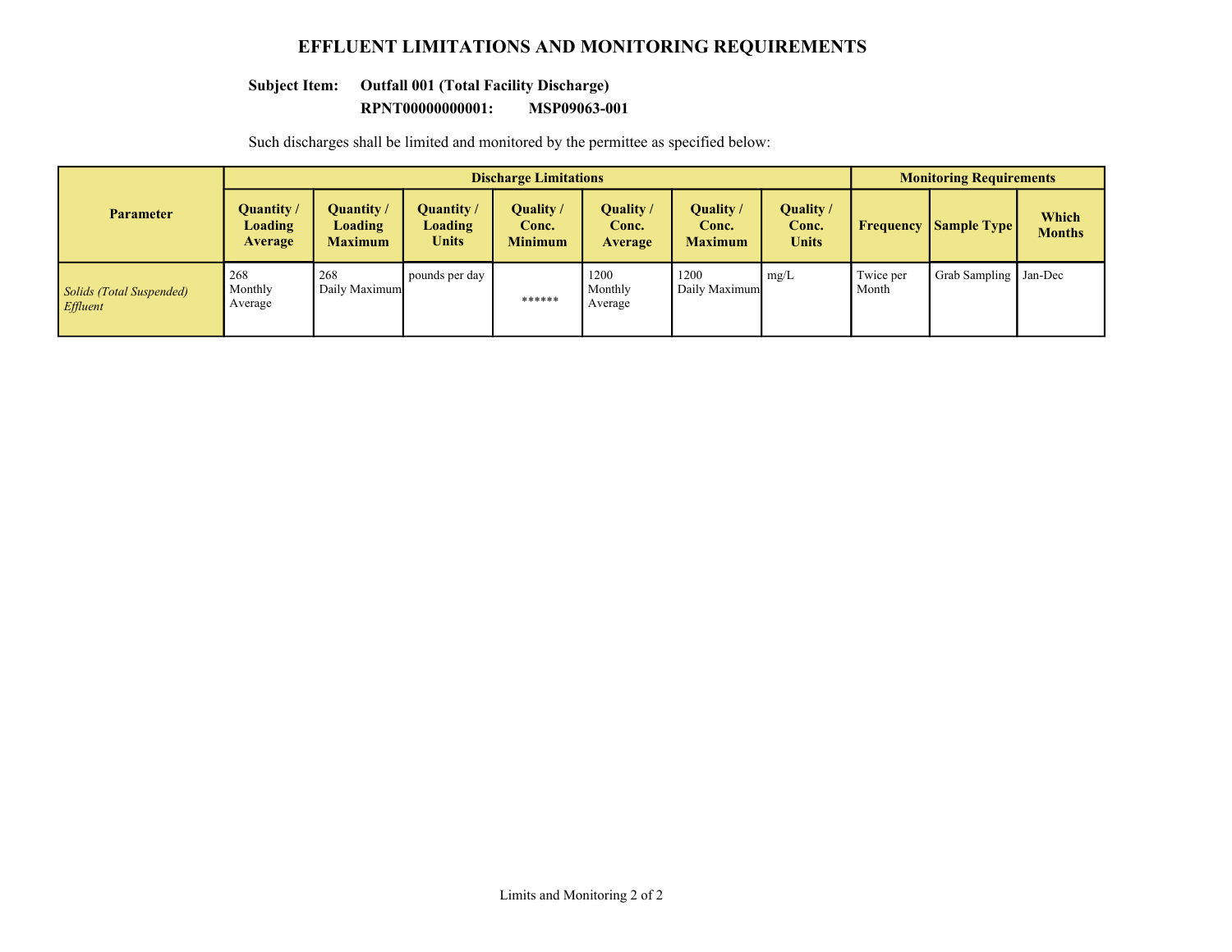# EFFLUENT LIMITATIONS AND MONITORING REQUIREMENTS

**Subject Item: Outfall 001 (Total Facility Discharge)**

**RPNT00000000001: MSP09063-001**

Such discharges shall be limited and monitored by the permittee as specified below:

| Parameter | Discharge Limitations | | | | | | | Monitoring Requirements | | |
|---|---|---|---|---|---|---|---|---|---|---|
| | Quantity / Loading Average | Quantity / Loading Maximum | Quantity / Loading Units | Quality / Conc. Minimum | Quality / Conc. Average | Quality / Conc. Maximum | Quality / Conc. Units | Frequency | Sample Type | Which Months |
| *Solids (Total Suspended) Effluent* | 268 Monthly Average | 268 Daily Maximum | pounds per day | ****** | 1200 Monthly Average | 1200 Daily Maximum | mg/L | Twice per Month | Grab Sampling | Jan-Dec |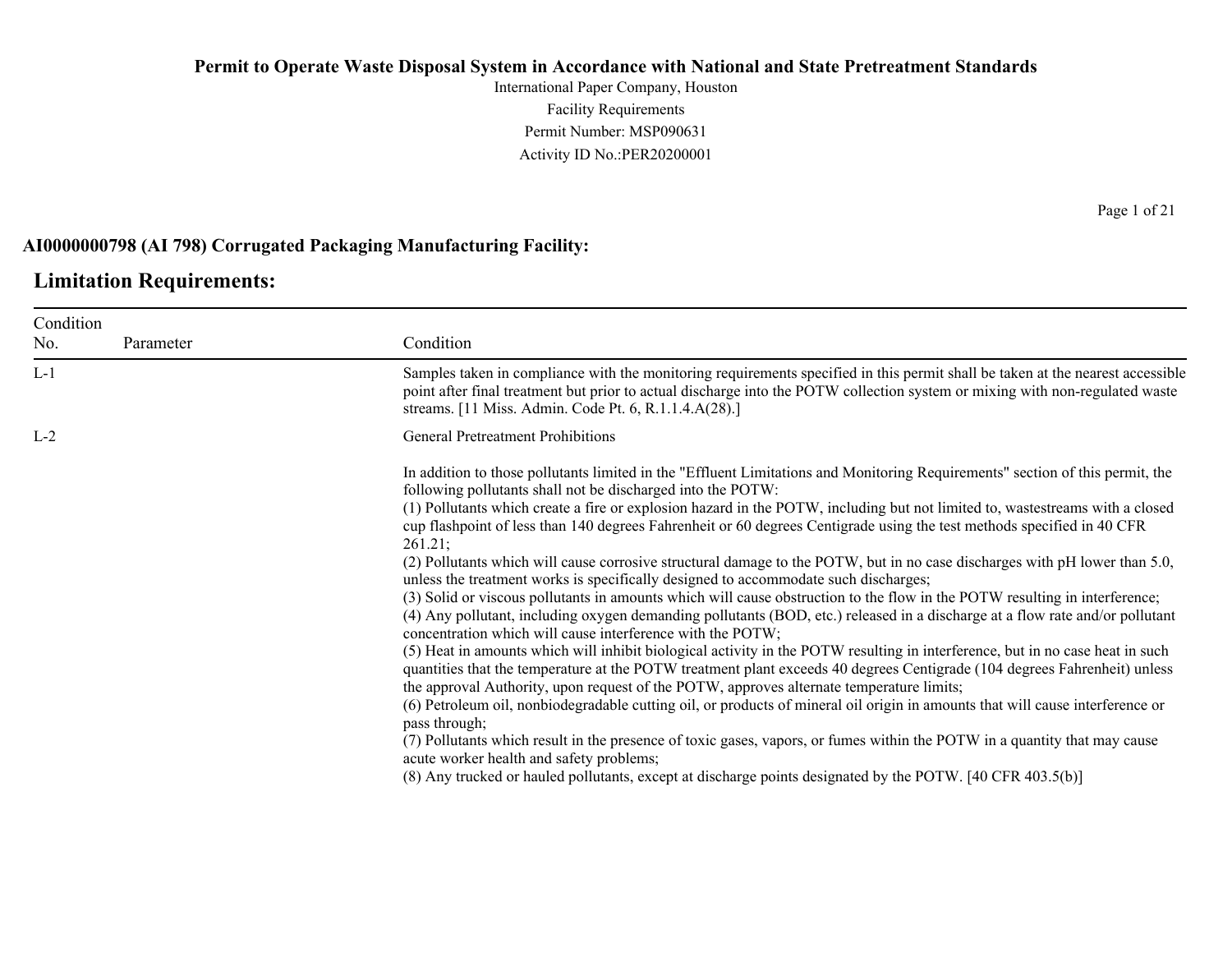**Permit to Operate Waste Disposal System in Accordance with National and State Pretreatment Standards**

International Paper Company, Houston

Facility Requirements

Permit Number: MSP090631

Activity ID No.:PER20200001

**AI0000000798 (AI 798) Corrugated Packaging Manufacturing Facility:**

## Limitation Requirements:

| Condition No. | Parameter | Condition |
|---|---|---|
| L-1 | | Samples taken in compliance with the monitoring requirements specified in this permit shall be taken at the nearest accessible point after final treatment but prior to actual discharge into the POTW collection system or mixing with non-regulated waste streams. [11 Miss. Admin. Code Pt. 6, R.1.1.4.A(28).] |
| L-2 | | General Pretreatment Prohibitions<br><br>In addition to those pollutants limited in the "Effluent Limitations and Monitoring Requirements" section of this permit, the following pollutants shall not be discharged into the POTW:<br>(1) Pollutants which create a fire or explosion hazard in the POTW, including but not limited to, wastestreams with a closed cup flashpoint of less than 140 degrees Fahrenheit or 60 degrees Centigrade using the test methods specified in 40 CFR 261.21;<br>(2) Pollutants which will cause corrosive structural damage to the POTW, but in no case discharges with pH lower than 5.0, unless the treatment works is specifically designed to accommodate such discharges;<br>(3) Solid or viscous pollutants in amounts which will cause obstruction to the flow in the POTW resulting in interference;<br>(4) Any pollutant, including oxygen demanding pollutants (BOD, etc.) released in a discharge at a flow rate and/or pollutant concentration which will cause interference with the POTW;<br>(5) Heat in amounts which will inhibit biological activity in the POTW resulting in interference, but in no case heat in such quantities that the temperature at the POTW treatment plant exceeds 40 degrees Centigrade (104 degrees Fahrenheit) unless the approval Authority, upon request of the POTW, approves alternate temperature limits;<br>(6) Petroleum oil, nonbiodegradable cutting oil, or products of mineral oil origin in amounts that will cause interference or pass through;<br>(7) Pollutants which result in the presence of toxic gases, vapors, or fumes within the POTW in a quantity that may cause acute worker health and safety problems;<br>(8) Any trucked or hauled pollutants, except at discharge points designated by the POTW. [40 CFR 403.5(b)] |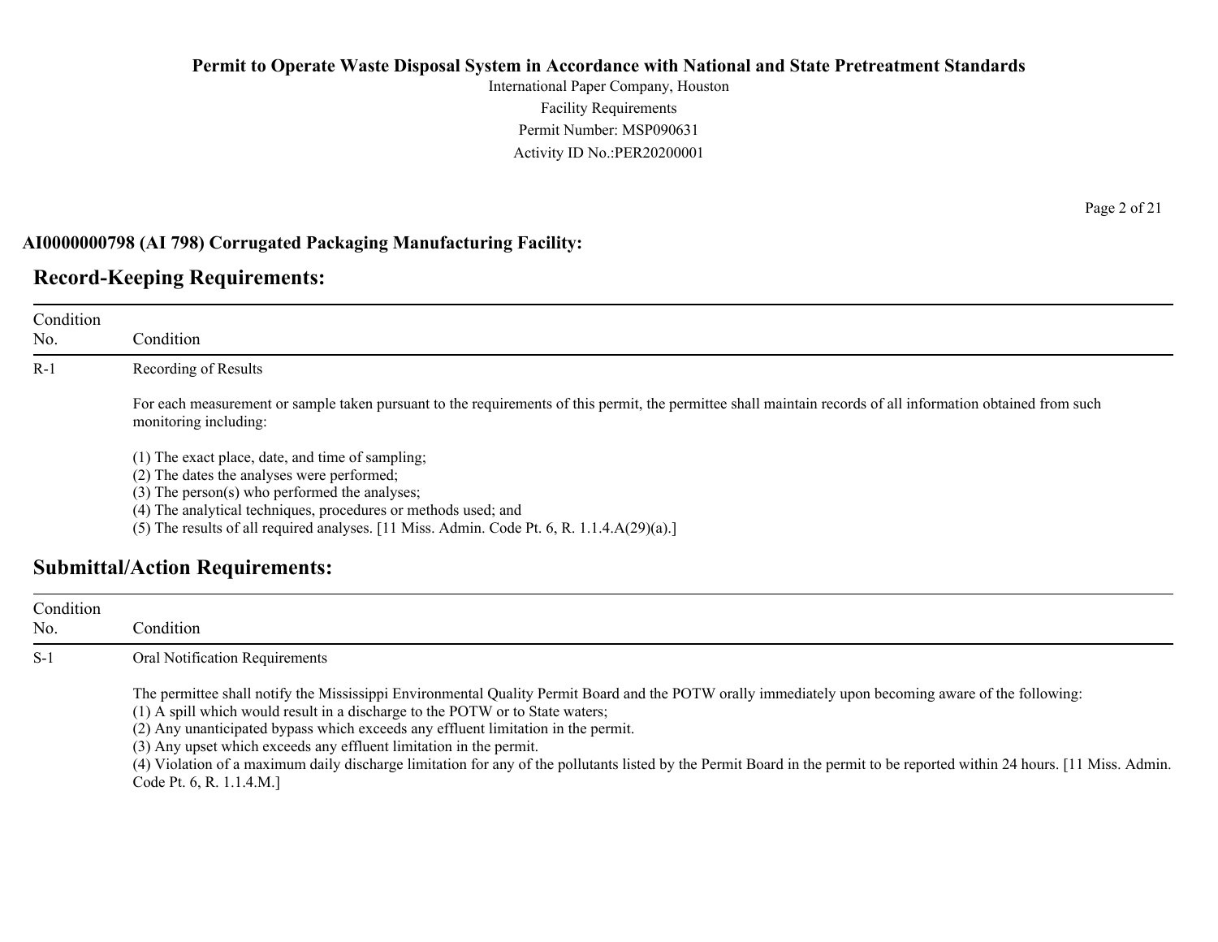**AI0000000798 (AI 798) Corrugated Packaging Manufacturing Facility:**

## Record-Keeping Requirements:

| Condition No. | Condition |
|---|---|
| R-1 | Recording of Results<br><br>For each measurement or sample taken pursuant to the requirements of this permit, the permittee shall maintain records of all information obtained from such monitoring including:<br><br>(1) The exact place, date, and time of sampling;<br>(2) The dates the analyses were performed;<br>(3) The person(s) who performed the analyses;<br>(4) The analytical techniques, procedures or methods used; and<br>(5) The results of all required analyses. [11 Miss. Admin. Code Pt. 6, R. 1.1.4.A(29)(a).] |

## Submittal/Action Requirements:

| Condition No. | Condition |
|---|---|
| S-1 | Oral Notification Requirements<br><br>The permittee shall notify the Mississippi Environmental Quality Permit Board and the POTW orally immediately upon becoming aware of the following:<br>(1) A spill which would result in a discharge to the POTW or to State waters;<br>(2) Any unanticipated bypass which exceeds any effluent limitation in the permit.<br>(3) Any upset which exceeds any effluent limitation in the permit.<br>(4) Violation of a maximum daily discharge limitation for any of the pollutants listed by the Permit Board in the permit to be reported within 24 hours. [11 Miss. Admin. Code Pt. 6, R. 1.1.4.M.] |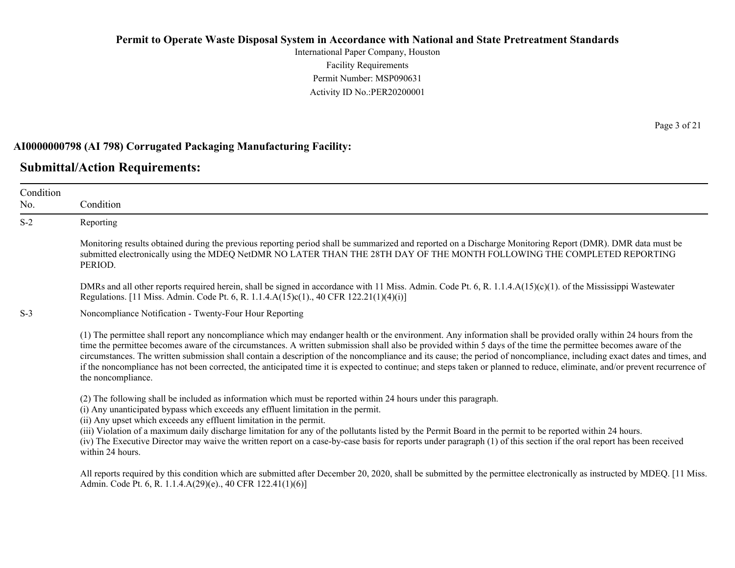**AI0000000798 (AI 798) Corrugated Packaging Manufacturing Facility:**

## Submittal/Action Requirements:

| Condition No. | Condition |
|---|---|
| S-2 | Reporting<br><br>Monitoring results obtained during the previous reporting period shall be summarized and reported on a Discharge Monitoring Report (DMR). DMR data must be submitted electronically using the MDEQ NetDMR NO LATER THAN THE 28TH DAY OF THE MONTH FOLLOWING THE COMPLETED REPORTING PERIOD.<br><br>DMRs and all other reports required herein, shall be signed in accordance with 11 Miss. Admin. Code Pt. 6, R. 1.1.4.A(15)(c)(1). of the Mississippi Wastewater Regulations. [11 Miss. Admin. Code Pt. 6, R. 1.1.4.A(15)c(1)., 40 CFR 122.21(1)(4)(i)] |
| S-3 | Noncompliance Notification - Twenty-Four Hour Reporting<br><br>(1) The permittee shall report any noncompliance which may endanger health or the environment. Any information shall be provided orally within 24 hours from the time the permittee becomes aware of the circumstances. A written submission shall also be provided within 5 days of the time the permittee becomes aware of the circumstances. The written submission shall contain a description of the noncompliance and its cause; the period of noncompliance, including exact dates and times, and if the noncompliance has not been corrected, the anticipated time it is expected to continue; and steps taken or planned to reduce, eliminate, and/or prevent recurrence of the noncompliance.<br><br>(2) The following shall be included as information which must be reported within 24 hours under this paragraph.<br>(i) Any unanticipated bypass which exceeds any effluent limitation in the permit.<br>(ii) Any upset which exceeds any effluent limitation in the permit.<br>(iii) Violation of a maximum daily discharge limitation for any of the pollutants listed by the Permit Board in the permit to be reported within 24 hours.<br>(iv) The Executive Director may waive the written report on a case-by-case basis for reports under paragraph (1) of this section if the oral report has been received within 24 hours.<br><br>All reports required by this condition which are submitted after December 20, 2020, shall be submitted by the permittee electronically as instructed by MDEQ. [11 Miss. Admin. Code Pt. 6, R. 1.1.4.A(29)(e)., 40 CFR 122.41(1)(6)] |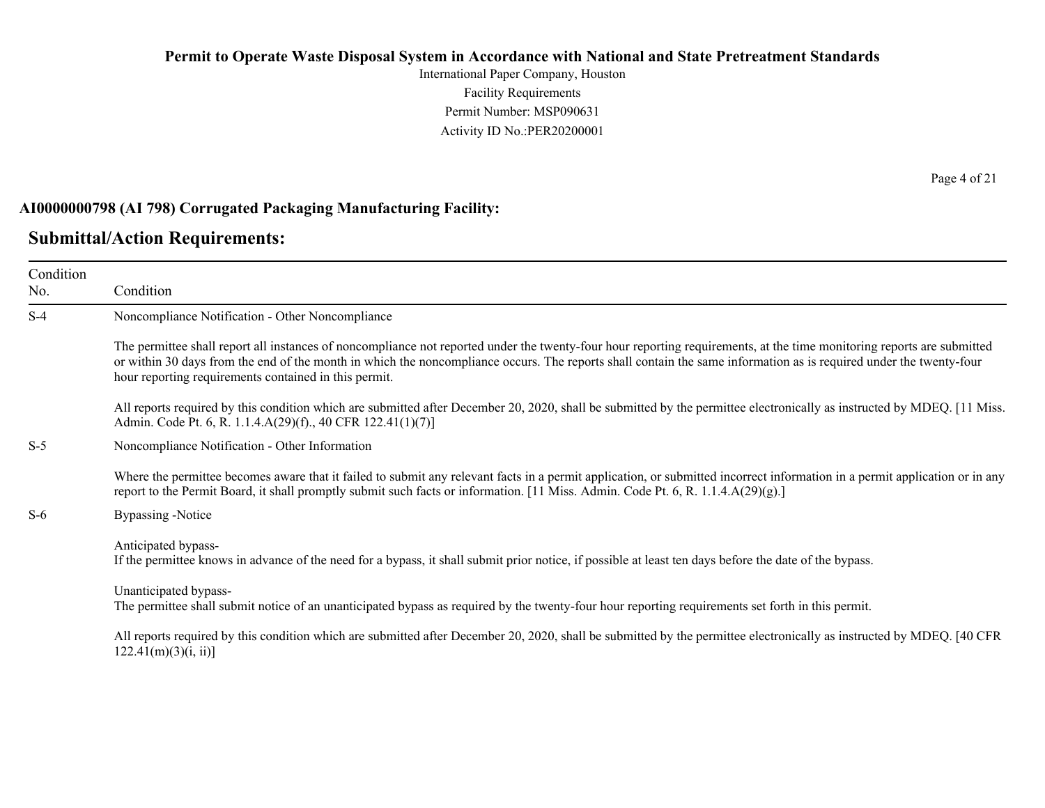**AI0000000798 (AI 798) Corrugated Packaging Manufacturing Facility:**

## Submittal/Action Requirements:

| Condition No. | Condition |
|---|---|
| S-4 | Noncompliance Notification - Other Noncompliance<br><br>The permittee shall report all instances of noncompliance not reported under the twenty-four hour reporting requirements, at the time monitoring reports are submitted or within 30 days from the end of the month in which the noncompliance occurs. The reports shall contain the same information as is required under the twenty-four hour reporting requirements contained in this permit.<br><br>All reports required by this condition which are submitted after December 20, 2020, shall be submitted by the permittee electronically as instructed by MDEQ. [11 Miss. Admin. Code Pt. 6, R. 1.1.4.A(29)(f)., 40 CFR 122.41(1)(7)] |
| S-5 | Noncompliance Notification - Other Information<br><br>Where the permittee becomes aware that it failed to submit any relevant facts in a permit application, or submitted incorrect information in a permit application or in any report to the Permit Board, it shall promptly submit such facts or information. [11 Miss. Admin. Code Pt. 6, R. 1.1.4.A(29)(g).] |
| S-6 | Bypassing -Notice<br><br>Anticipated bypass-<br>If the permittee knows in advance of the need for a bypass, it shall submit prior notice, if possible at least ten days before the date of the bypass.<br><br>Unanticipated bypass-<br>The permittee shall submit notice of an unanticipated bypass as required by the twenty-four hour reporting requirements set forth in this permit.<br><br>All reports required by this condition which are submitted after December 20, 2020, shall be submitted by the permittee electronically as instructed by MDEQ. [40 CFR 122.41(m)(3)(i, ii)] |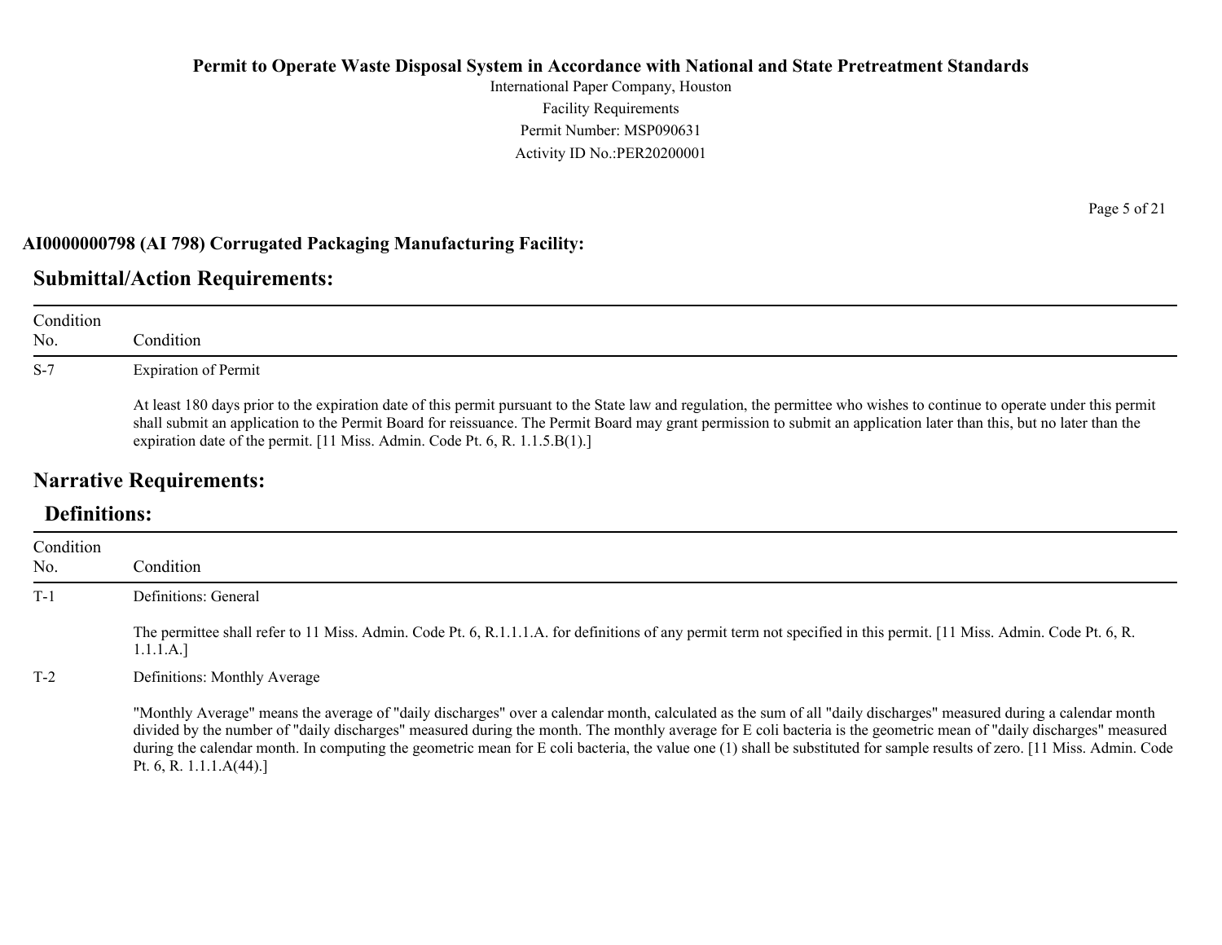**AI0000000798 (AI 798) Corrugated Packaging Manufacturing Facility:**

## Submittal/Action Requirements:

| Condition No. | Condition |
| --- | --- |
| S-7 | Expiration of Permit<br><br>At least 180 days prior to the expiration date of this permit pursuant to the State law and regulation, the permittee who wishes to continue to operate under this permit shall submit an application to the Permit Board for reissuance. The Permit Board may grant permission to submit an application later than this, but no later than the expiration date of the permit. [11 Miss. Admin. Code Pt. 6, R. 1.1.5.B(1).] |

## Narrative Requirements:

### Definitions:

| Condition No. | Condition |
| --- | --- |
| T-1 | Definitions: General<br><br>The permittee shall refer to 11 Miss. Admin. Code Pt. 6, R.1.1.1.A. for definitions of any permit term not specified in this permit. [11 Miss. Admin. Code Pt. 6, R. 1.1.1.A.] |
| T-2 | Definitions: Monthly Average<br><br>"Monthly Average" means the average of "daily discharges" over a calendar month, calculated as the sum of all "daily discharges" measured during a calendar month divided by the number of "daily discharges" measured during the month. The monthly average for E coli bacteria is the geometric mean of "daily discharges" measured during the calendar month. In computing the geometric mean for E coli bacteria, the value one (1) shall be substituted for sample results of zero. [11 Miss. Admin. Code Pt. 6, R. 1.1.1.A(44).] |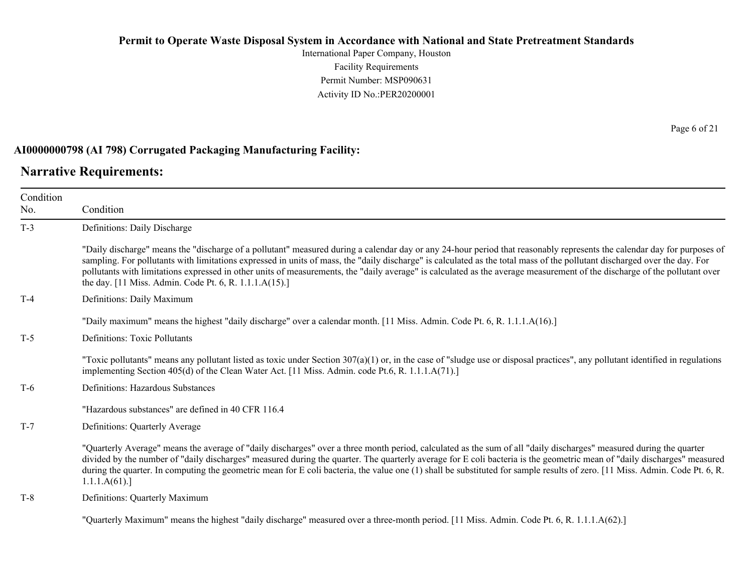**AI0000000798 (AI 798) Corrugated Packaging Manufacturing Facility:**

## Narrative Requirements:

| Condition No. | Condition |
|---|---|
| T-3 | Definitions: Daily Discharge<br><br>"Daily discharge" means the "discharge of a pollutant" measured during a calendar day or any 24-hour period that reasonably represents the calendar day for purposes of sampling. For pollutants with limitations expressed in units of mass, the "daily discharge" is calculated as the total mass of the pollutant discharged over the day. For pollutants with limitations expressed in other units of measurements, the "daily average" is calculated as the average measurement of the discharge of the pollutant over the day. [11 Miss. Admin. Code Pt. 6, R. 1.1.1.A(15).] |
| T-4 | Definitions: Daily Maximum<br><br>"Daily maximum" means the highest "daily discharge" over a calendar month. [11 Miss. Admin. Code Pt. 6, R. 1.1.1.A(16).] |
| T-5 | Definitions: Toxic Pollutants<br><br>"Toxic pollutants" means any pollutant listed as toxic under Section 307(a)(1) or, in the case of "sludge use or disposal practices", any pollutant identified in regulations implementing Section 405(d) of the Clean Water Act. [11 Miss. Admin. code Pt.6, R. 1.1.1.A(71).] |
| T-6 | Definitions: Hazardous Substances<br><br>"Hazardous substances" are defined in 40 CFR 116.4 |
| T-7 | Definitions: Quarterly Average<br><br>"Quarterly Average" means the average of "daily discharges" over a three month period, calculated as the sum of all "daily discharges" measured during the quarter divided by the number of "daily discharges" measured during the quarter. The quarterly average for E coli bacteria is the geometric mean of "daily discharges" measured during the quarter. In computing the geometric mean for E coli bacteria, the value one (1) shall be substituted for sample results of zero. [11 Miss. Admin. Code Pt. 6, R. 1.1.1.A(61).] |
| T-8 | Definitions: Quarterly Maximum<br><br>"Quarterly Maximum" means the highest "daily discharge" measured over a three-month period. [11 Miss. Admin. Code Pt. 6, R. 1.1.1.A(62).] |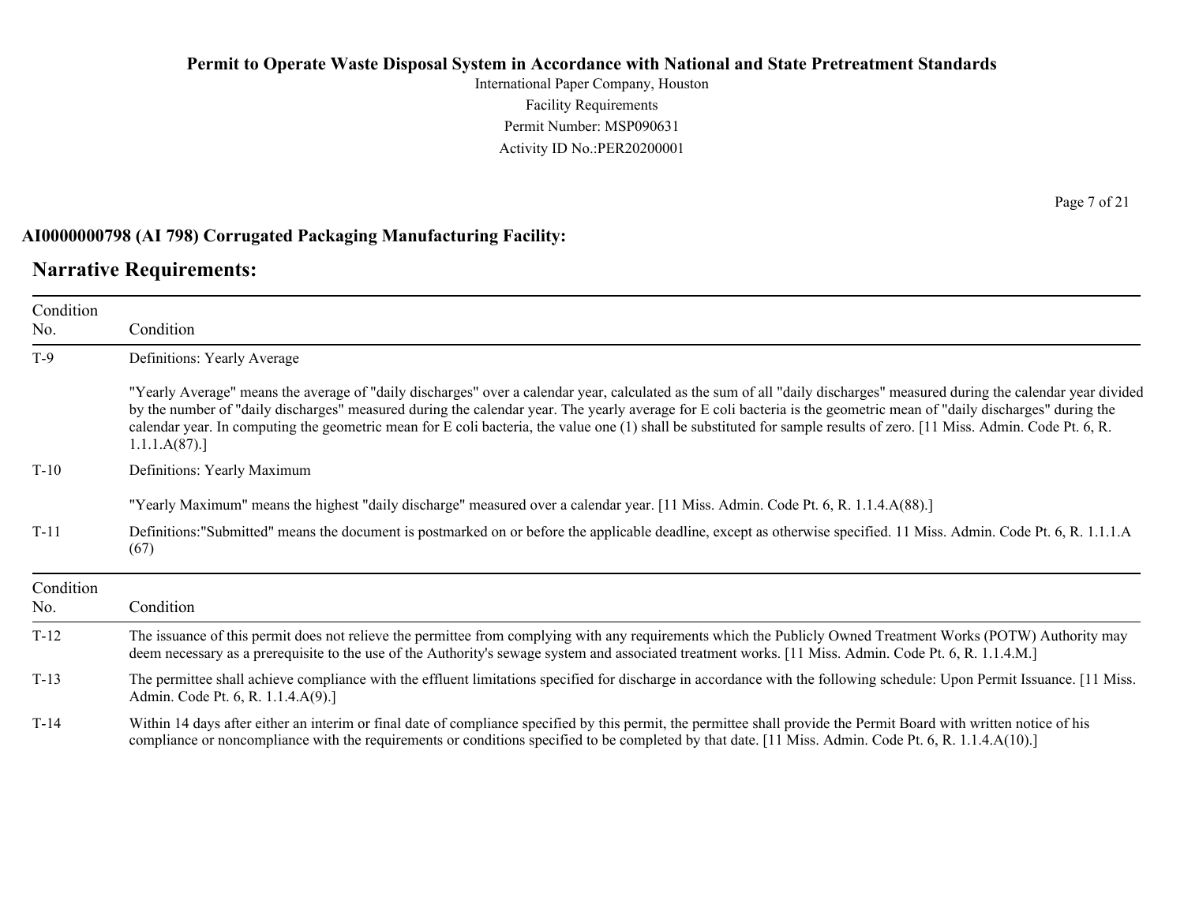**Permit to Operate Waste Disposal System in Accordance with National and State Pretreatment Standards**

International Paper Company, Houston

Facility Requirements

Permit Number: MSP090631

Activity ID No.:PER20200001

**AI0000000798 (AI 798) Corrugated Packaging Manufacturing Facility:**

## Narrative Requirements:

| Condition No. | Condition |
|---|---|
| T-9 | Definitions: Yearly Average<br><br>"Yearly Average" means the average of "daily discharges" over a calendar year, calculated as the sum of all "daily discharges" measured during the calendar year divided by the number of "daily discharges" measured during the calendar year. The yearly average for E coli bacteria is the geometric mean of "daily discharges" during the calendar year. In computing the geometric mean for E coli bacteria, the value one (1) shall be substituted for sample results of zero. [11 Miss. Admin. Code Pt. 6, R. 1.1.1.A(87).] |
| T-10 | Definitions: Yearly Maximum<br><br>"Yearly Maximum" means the highest "daily discharge" measured over a calendar year. [11 Miss. Admin. Code Pt. 6, R. 1.1.4.A(88).] |
| T-11 | Definitions:"Submitted" means the document is postmarked on or before the applicable deadline, except as otherwise specified. 11 Miss. Admin. Code Pt. 6, R. 1.1.1.A (67) |

| Condition No. | Condition |
|---|---|
| T-12 | The issuance of this permit does not relieve the permittee from complying with any requirements which the Publicly Owned Treatment Works (POTW) Authority may deem necessary as a prerequisite to the use of the Authority's sewage system and associated treatment works. [11 Miss. Admin. Code Pt. 6, R. 1.1.4.M.] |
| T-13 | The permittee shall achieve compliance with the effluent limitations specified for discharge in accordance with the following schedule: Upon Permit Issuance. [11 Miss. Admin. Code Pt. 6, R. 1.1.4.A(9).] |
| T-14 | Within 14 days after either an interim or final date of compliance specified by this permit, the permittee shall provide the Permit Board with written notice of his compliance or noncompliance with the requirements or conditions specified to be completed by that date. [11 Miss. Admin. Code Pt. 6, R. 1.1.4.A(10).] |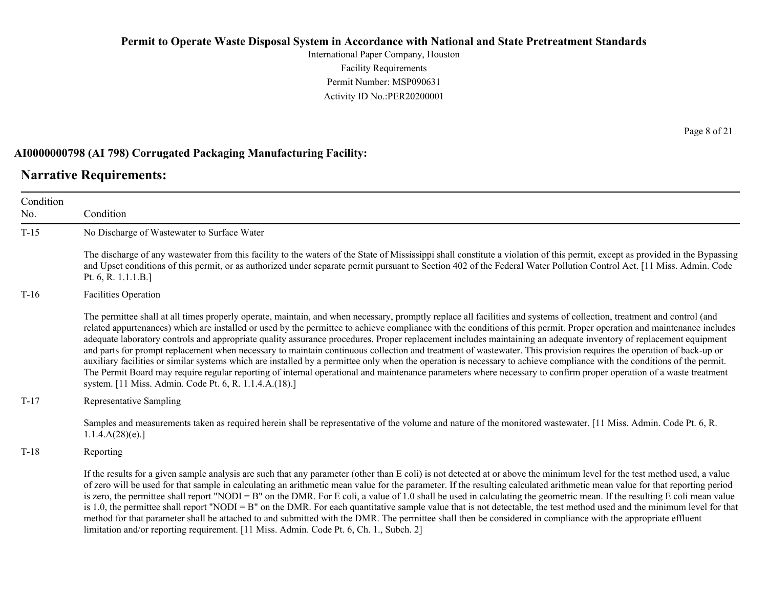**AI0000000798 (AI 798) Corrugated Packaging Manufacturing Facility:**

## Narrative Requirements:

| Condition No. | Condition |
|---|---|
| T-15 | No Discharge of Wastewater to Surface Water<br><br>The discharge of any wastewater from this facility to the waters of the State of Mississippi shall constitute a violation of this permit, except as provided in the Bypassing and Upset conditions of this permit, or as authorized under separate permit pursuant to Section 402 of the Federal Water Pollution Control Act. [11 Miss. Admin. Code Pt. 6, R. 1.1.1.B.] |
| T-16 | Facilities Operation<br><br>The permittee shall at all times properly operate, maintain, and when necessary, promptly replace all facilities and systems of collection, treatment and control (and related appurtenances) which are installed or used by the permittee to achieve compliance with the conditions of this permit. Proper operation and maintenance includes adequate laboratory controls and appropriate quality assurance procedures. Proper replacement includes maintaining an adequate inventory of replacement equipment and parts for prompt replacement when necessary to maintain continuous collection and treatment of wastewater. This provision requires the operation of back-up or auxiliary facilities or similar systems which are installed by a permittee only when the operation is necessary to achieve compliance with the conditions of the permit. The Permit Board may require regular reporting of internal operational and maintenance parameters where necessary to confirm proper operation of a waste treatment system. [11 Miss. Admin. Code Pt. 6, R. 1.1.4.A.(18).] |
| T-17 | Representative Sampling<br><br>Samples and measurements taken as required herein shall be representative of the volume and nature of the monitored wastewater. [11 Miss. Admin. Code Pt. 6, R. 1.1.4.A(28)(e).] |
| T-18 | Reporting<br><br>If the results for a given sample analysis are such that any parameter (other than E coli) is not detected at or above the minimum level for the test method used, a value of zero will be used for that sample in calculating an arithmetic mean value for the parameter. If the resulting calculated arithmetic mean value for that reporting period is zero, the permittee shall report "NODI = B" on the DMR. For E coli, a value of 1.0 shall be used in calculating the geometric mean. If the resulting E coli mean value is 1.0, the permittee shall report "NODI = B" on the DMR. For each quantitative sample value that is not detectable, the test method used and the minimum level for that method for that parameter shall be attached to and submitted with the DMR. The permittee shall then be considered in compliance with the appropriate effluent limitation and/or reporting requirement. [11 Miss. Admin. Code Pt. 6, Ch. 1., Subch. 2] |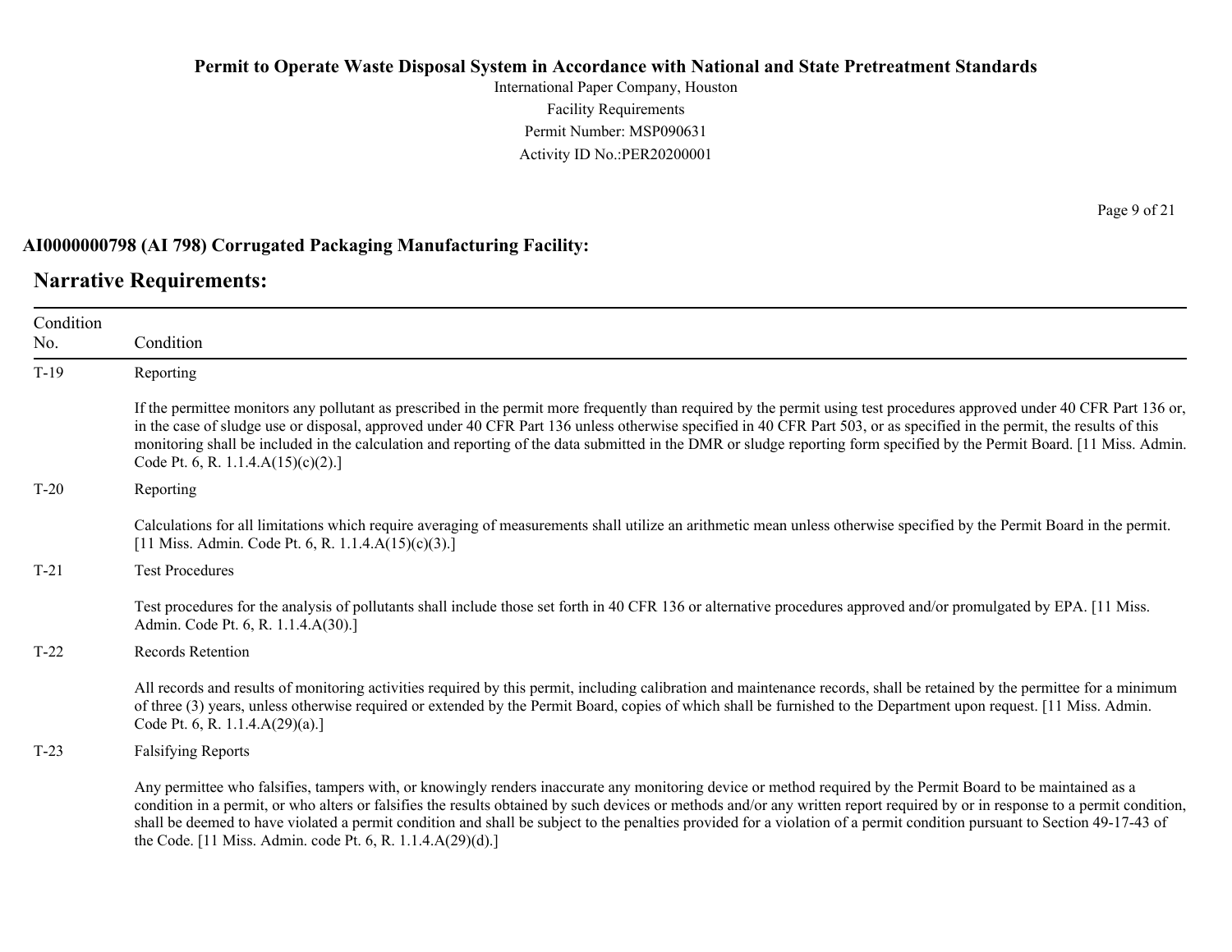**AI0000000798 (AI 798) Corrugated Packaging Manufacturing Facility:**

## Narrative Requirements:

| Condition No. | Condition |
|---|---|
| T-19 | Reporting<br><br>If the permittee monitors any pollutant as prescribed in the permit more frequently than required by the permit using test procedures approved under 40 CFR Part 136 or, in the case of sludge use or disposal, approved under 40 CFR Part 136 unless otherwise specified in 40 CFR Part 503, or as specified in the permit, the results of this monitoring shall be included in the calculation and reporting of the data submitted in the DMR or sludge reporting form specified by the Permit Board. [11 Miss. Admin. Code Pt. 6, R. 1.1.4.A(15)(c)(2).] |
| T-20 | Reporting<br><br>Calculations for all limitations which require averaging of measurements shall utilize an arithmetic mean unless otherwise specified by the Permit Board in the permit. [11 Miss. Admin. Code Pt. 6, R. 1.1.4.A(15)(c)(3).] |
| T-21 | Test Procedures<br><br>Test procedures for the analysis of pollutants shall include those set forth in 40 CFR 136 or alternative procedures approved and/or promulgated by EPA. [11 Miss. Admin. Code Pt. 6, R. 1.1.4.A(30).] |
| T-22 | Records Retention<br><br>All records and results of monitoring activities required by this permit, including calibration and maintenance records, shall be retained by the permittee for a minimum of three (3) years, unless otherwise required or extended by the Permit Board, copies of which shall be furnished to the Department upon request. [11 Miss. Admin. Code Pt. 6, R. 1.1.4.A(29)(a).] |
| T-23 | Falsifying Reports<br><br>Any permittee who falsifies, tampers with, or knowingly renders inaccurate any monitoring device or method required by the Permit Board to be maintained as a condition in a permit, or who alters or falsifies the results obtained by such devices or methods and/or any written report required by or in response to a permit condition, shall be deemed to have violated a permit condition and shall be subject to the penalties provided for a violation of a permit condition pursuant to Section 49-17-43 of the Code. [11 Miss. Admin. code Pt. 6, R. 1.1.4.A(29)(d).] |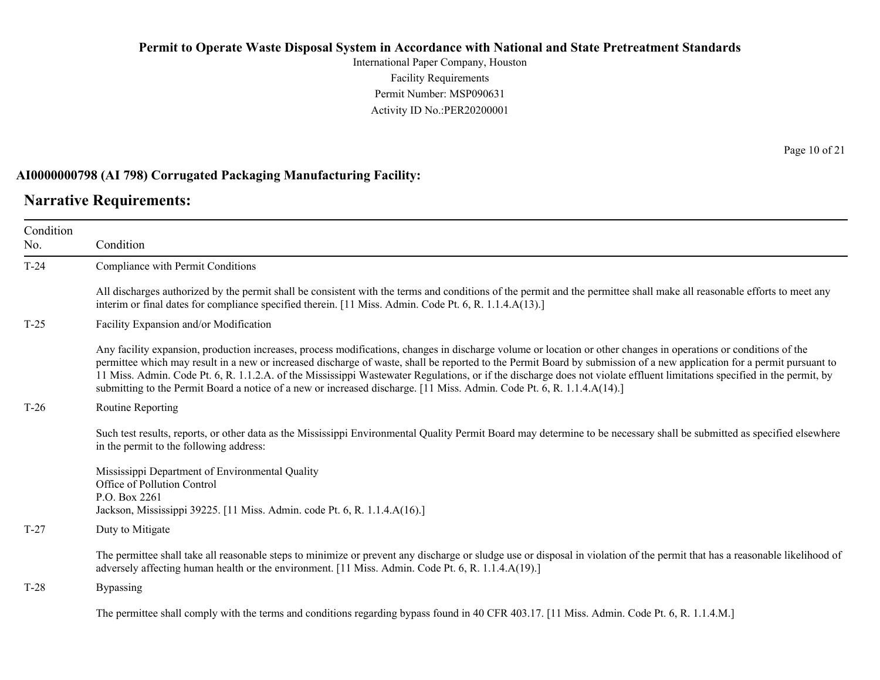**AI0000000798 (AI 798) Corrugated Packaging Manufacturing Facility:**

## Narrative Requirements:

| Condition No. | Condition |
|---|---|
| T-24 | Compliance with Permit Conditions<br><br>All discharges authorized by the permit shall be consistent with the terms and conditions of the permit and the permittee shall make all reasonable efforts to meet any interim or final dates for compliance specified therein. [11 Miss. Admin. Code Pt. 6, R. 1.1.4.A(13).] |
| T-25 | Facility Expansion and/or Modification<br><br>Any facility expansion, production increases, process modifications, changes in discharge volume or location or other changes in operations or conditions of the permittee which may result in a new or increased discharge of waste, shall be reported to the Permit Board by submission of a new application for a permit pursuant to 11 Miss. Admin. Code Pt. 6, R. 1.1.2.A. of the Mississippi Wastewater Regulations, or if the discharge does not violate effluent limitations specified in the permit, by submitting to the Permit Board a notice of a new or increased discharge. [11 Miss. Admin. Code Pt. 6, R. 1.1.4.A(14).] |
| T-26 | Routine Reporting<br><br>Such test results, reports, or other data as the Mississippi Environmental Quality Permit Board may determine to be necessary shall be submitted as specified elsewhere in the permit to the following address:<br><br>Mississippi Department of Environmental Quality<br>Office of Pollution Control<br>P.O. Box 2261<br>Jackson, Mississippi 39225. [11 Miss. Admin. code Pt. 6, R. 1.1.4.A(16).] |
| T-27 | Duty to Mitigate<br><br>The permittee shall take all reasonable steps to minimize or prevent any discharge or sludge use or disposal in violation of the permit that has a reasonable likelihood of adversely affecting human health or the environment. [11 Miss. Admin. Code Pt. 6, R. 1.1.4.A(19).] |
| T-28 | Bypassing<br><br>The permittee shall comply with the terms and conditions regarding bypass found in 40 CFR 403.17. [11 Miss. Admin. Code Pt. 6, R. 1.1.4.M.] |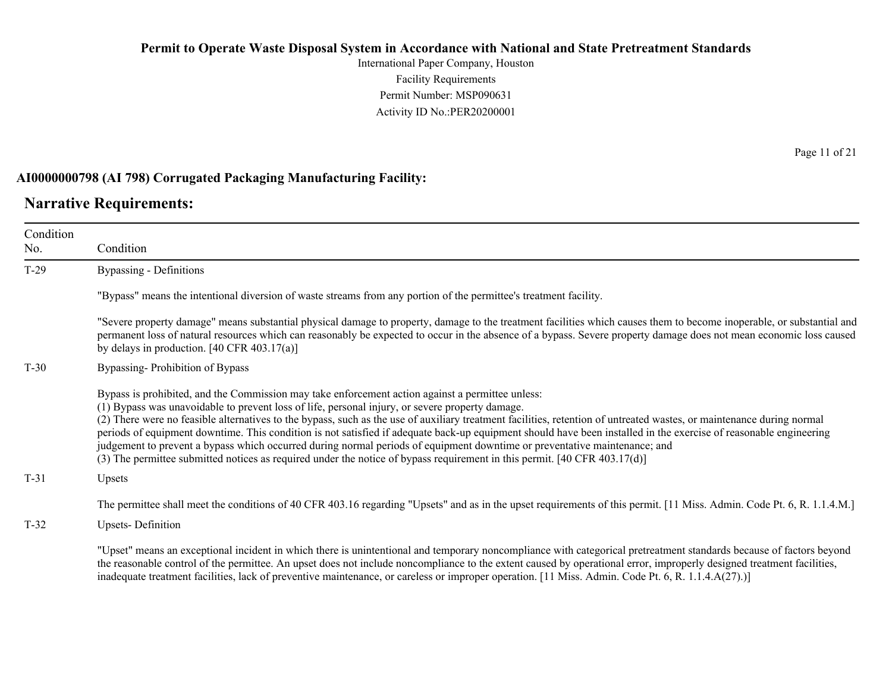## AI0000000798 (AI 798) Corrugated Packaging Manufacturing Facility:

## Narrative Requirements:

| Condition No. | Condition |
|---|---|
| T-29 | Bypassing - Definitions<br><br>"Bypass" means the intentional diversion of waste streams from any portion of the permittee's treatment facility.<br><br>"Severe property damage" means substantial physical damage to property, damage to the treatment facilities which causes them to become inoperable, or substantial and permanent loss of natural resources which can reasonably be expected to occur in the absence of a bypass. Severe property damage does not mean economic loss caused by delays in production. [40 CFR 403.17(a)] |
| T-30 | Bypassing- Prohibition of Bypass<br><br>Bypass is prohibited, and the Commission may take enforcement action against a permittee unless:<br>(1) Bypass was unavoidable to prevent loss of life, personal injury, or severe property damage.<br>(2) There were no feasible alternatives to the bypass, such as the use of auxiliary treatment facilities, retention of untreated wastes, or maintenance during normal periods of equipment downtime. This condition is not satisfied if adequate back-up equipment should have been installed in the exercise of reasonable engineering judgement to prevent a bypass which occurred during normal periods of equipment downtime or preventative maintenance; and<br>(3) The permittee submitted notices as required under the notice of bypass requirement in this permit. [40 CFR 403.17(d)] |
| T-31 | Upsets<br><br>The permittee shall meet the conditions of 40 CFR 403.16 regarding "Upsets" and as in the upset requirements of this permit. [11 Miss. Admin. Code Pt. 6, R. 1.1.4.M.] |
| T-32 | Upsets- Definition<br><br>"Upset" means an exceptional incident in which there is unintentional and temporary noncompliance with categorical pretreatment standards because of factors beyond the reasonable control of the permittee. An upset does not include noncompliance to the extent caused by operational error, improperly designed treatment facilities, inadequate treatment facilities, lack of preventive maintenance, or careless or improper operation. [11 Miss. Admin. Code Pt. 6, R. 1.1.4.A(27).)] |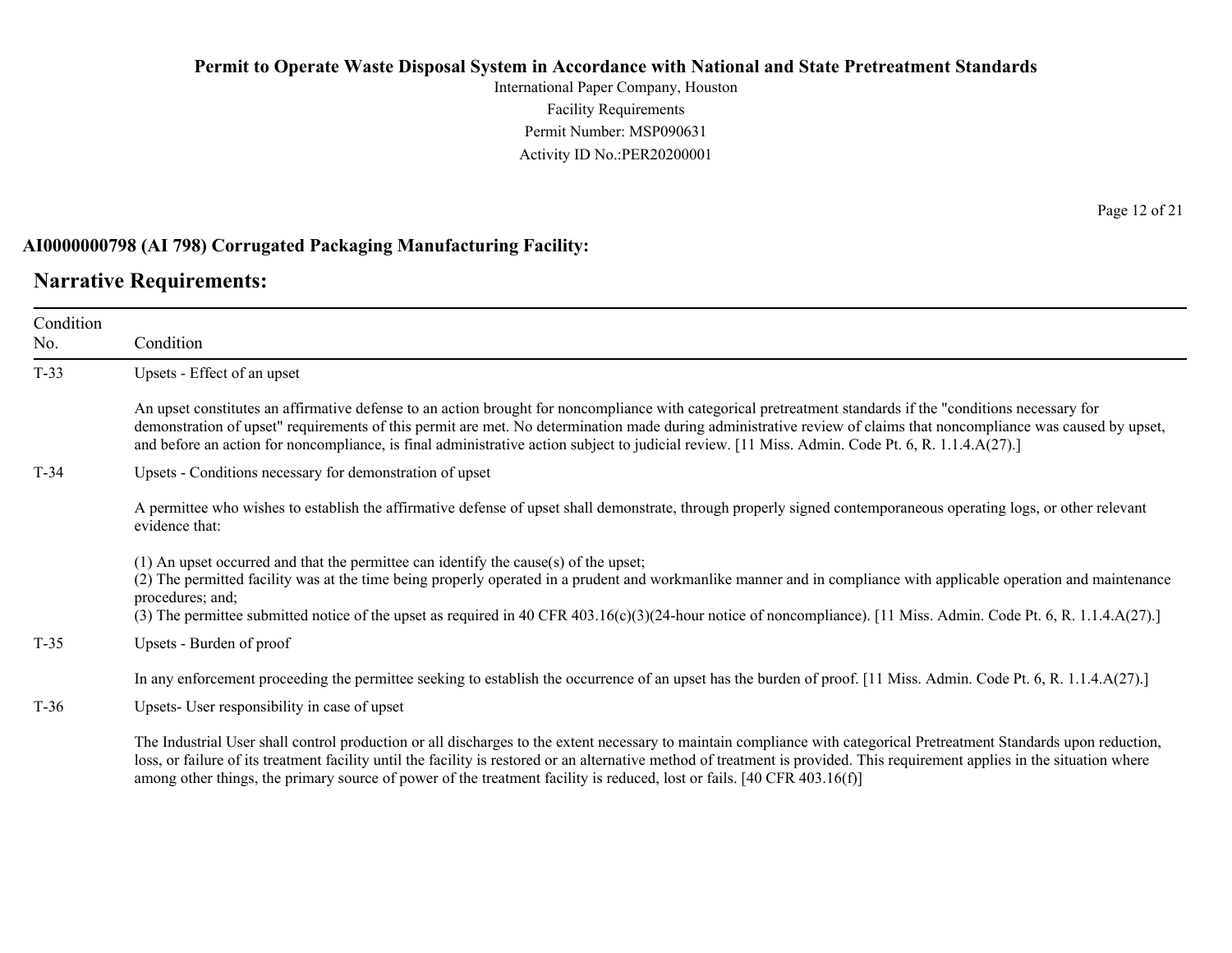**AI0000000798 (AI 798) Corrugated Packaging Manufacturing Facility:**

## Narrative Requirements:

| Condition No. | Condition |
|---|---|
| T-33 | Upsets - Effect of an upset<br><br>An upset constitutes an affirmative defense to an action brought for noncompliance with categorical pretreatment standards if the "conditions necessary for demonstration of upset" requirements of this permit are met. No determination made during administrative review of claims that noncompliance was caused by upset, and before an action for noncompliance, is final administrative action subject to judicial review. [11 Miss. Admin. Code Pt. 6, R. 1.1.4.A(27).] |
| T-34 | Upsets - Conditions necessary for demonstration of upset<br><br>A permittee who wishes to establish the affirmative defense of upset shall demonstrate, through properly signed contemporaneous operating logs, or other relevant evidence that:<br><br>(1) An upset occurred and that the permittee can identify the cause(s) of the upset;<br>(2) The permitted facility was at the time being properly operated in a prudent and workmanlike manner and in compliance with applicable operation and maintenance procedures; and;<br>(3) The permittee submitted notice of the upset as required in 40 CFR 403.16(c)(3)(24-hour notice of noncompliance). [11 Miss. Admin. Code Pt. 6, R. 1.1.4.A(27).] |
| T-35 | Upsets - Burden of proof<br><br>In any enforcement proceeding the permittee seeking to establish the occurrence of an upset has the burden of proof. [11 Miss. Admin. Code Pt. 6, R. 1.1.4.A(27).] |
| T-36 | Upsets- User responsibility in case of upset<br><br>The Industrial User shall control production or all discharges to the extent necessary to maintain compliance with categorical Pretreatment Standards upon reduction, loss, or failure of its treatment facility until the facility is restored or an alternative method of treatment is provided. This requirement applies in the situation where among other things, the primary source of power of the treatment facility is reduced, lost or fails. [40 CFR 403.16(f)] |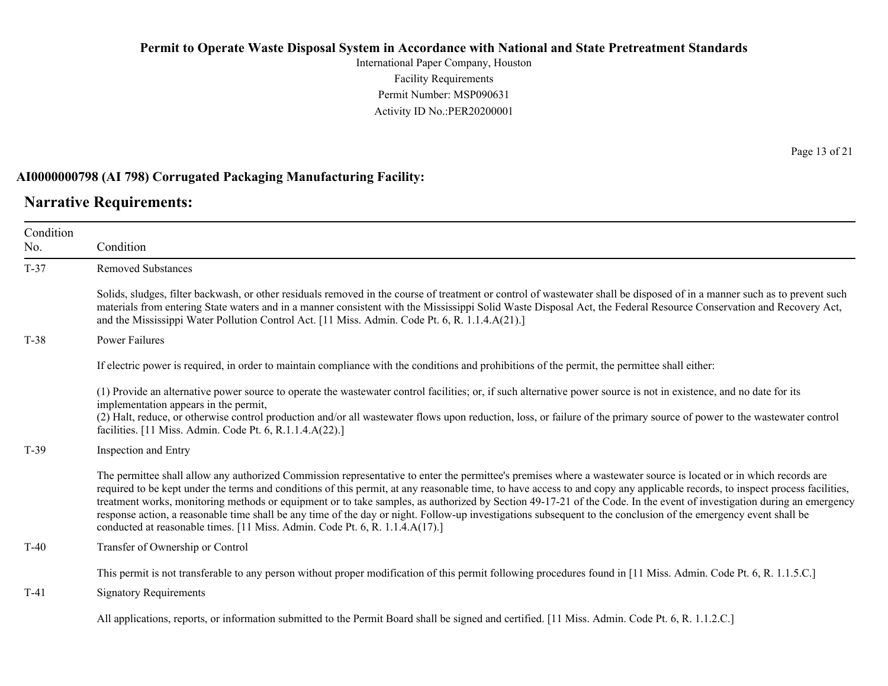**AI0000000798 (AI 798) Corrugated Packaging Manufacturing Facility:**

## Narrative Requirements:

| Condition No. | Condition |
|---|---|
| T-37 | Removed Substances<br><br>Solids, sludges, filter backwash, or other residuals removed in the course of treatment or control of wastewater shall be disposed of in a manner such as to prevent such materials from entering State waters and in a manner consistent with the Mississippi Solid Waste Disposal Act, the Federal Resource Conservation and Recovery Act, and the Mississippi Water Pollution Control Act. [11 Miss. Admin. Code Pt. 6, R. 1.1.4.A(21).] |
| T-38 | Power Failures<br><br>If electric power is required, in order to maintain compliance with the conditions and prohibitions of the permit, the permittee shall either:<br><br>(1) Provide an alternative power source to operate the wastewater control facilities; or, if such alternative power source is not in existence, and no date for its implementation appears in the permit,<br>(2) Halt, reduce, or otherwise control production and/or all wastewater flows upon reduction, loss, or failure of the primary source of power to the wastewater control facilities. [11 Miss. Admin. Code Pt. 6, R.1.1.4.A(22).] |
| T-39 | Inspection and Entry<br><br>The permittee shall allow any authorized Commission representative to enter the permittee's premises where a wastewater source is located or in which records are required to be kept under the terms and conditions of this permit, at any reasonable time, to have access to and copy any applicable records, to inspect process facilities, treatment works, monitoring methods or equipment or to take samples, as authorized by Section 49-17-21 of the Code. In the event of investigation during an emergency response action, a reasonable time shall be any time of the day or night. Follow-up investigations subsequent to the conclusion of the emergency event shall be conducted at reasonable times. [11 Miss. Admin. Code Pt. 6, R. 1.1.4.A(17).] |
| T-40 | Transfer of Ownership or Control<br><br>This permit is not transferable to any person without proper modification of this permit following procedures found in [11 Miss. Admin. Code Pt. 6, R. 1.1.5.C.] |
| T-41 | Signatory Requirements<br><br>All applications, reports, or information submitted to the Permit Board shall be signed and certified. [11 Miss. Admin. Code Pt. 6, R. 1.1.2.C.] |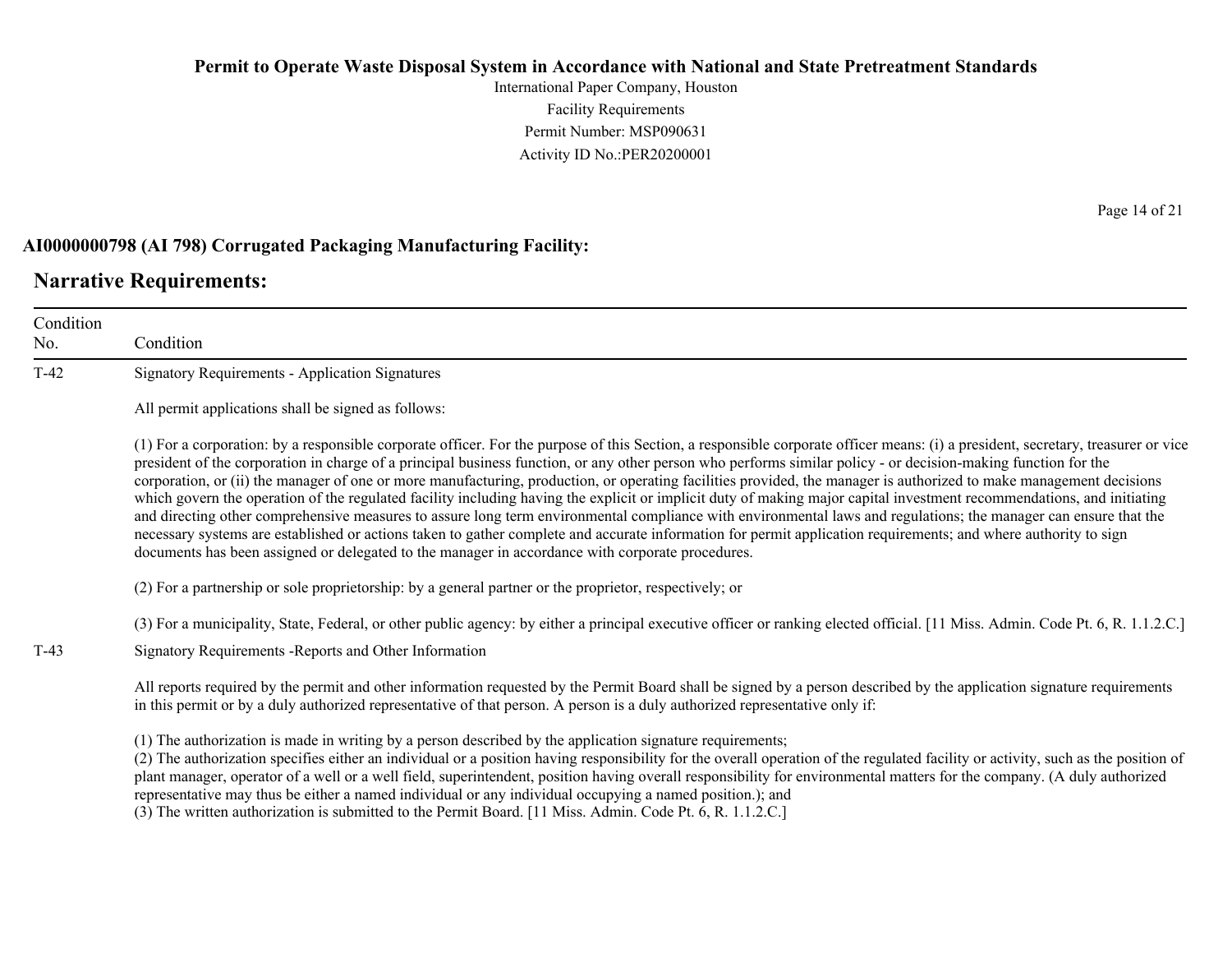**AI0000000798 (AI 798) Corrugated Packaging Manufacturing Facility:**

## Narrative Requirements:

| Condition No. | Condition |
|---|---|
| T-42 | Signatory Requirements - Application Signatures<br><br>All permit applications shall be signed as follows:<br><br>(1) For a corporation: by a responsible corporate officer. For the purpose of this Section, a responsible corporate officer means: (i) a president, secretary, treasurer or vice president of the corporation in charge of a principal business function, or any other person who performs similar policy - or decision-making function for the corporation, or (ii) the manager of one or more manufacturing, production, or operating facilities provided, the manager is authorized to make management decisions which govern the operation of the regulated facility including having the explicit or implicit duty of making major capital investment recommendations, and initiating and directing other comprehensive measures to assure long term environmental compliance with environmental laws and regulations; the manager can ensure that the necessary systems are established or actions taken to gather complete and accurate information for permit application requirements; and where authority to sign documents has been assigned or delegated to the manager in accordance with corporate procedures.<br><br>(2) For a partnership or sole proprietorship: by a general partner or the proprietor, respectively; or<br><br>(3) For a municipality, State, Federal, or other public agency: by either a principal executive officer or ranking elected official. [11 Miss. Admin. Code Pt. 6, R. 1.1.2.C.] |
| T-43 | Signatory Requirements -Reports and Other Information<br><br>All reports required by the permit and other information requested by the Permit Board shall be signed by a person described by the application signature requirements in this permit or by a duly authorized representative of that person. A person is a duly authorized representative only if:<br><br>(1) The authorization is made in writing by a person described by the application signature requirements;<br>(2) The authorization specifies either an individual or a position having responsibility for the overall operation of the regulated facility or activity, such as the position of plant manager, operator of a well or a well field, superintendent, position having overall responsibility for environmental matters for the company. (A duly authorized representative may thus be either a named individual or any individual occupying a named position.); and<br>(3) The written authorization is submitted to the Permit Board. [11 Miss. Admin. Code Pt. 6, R. 1.1.2.C.] |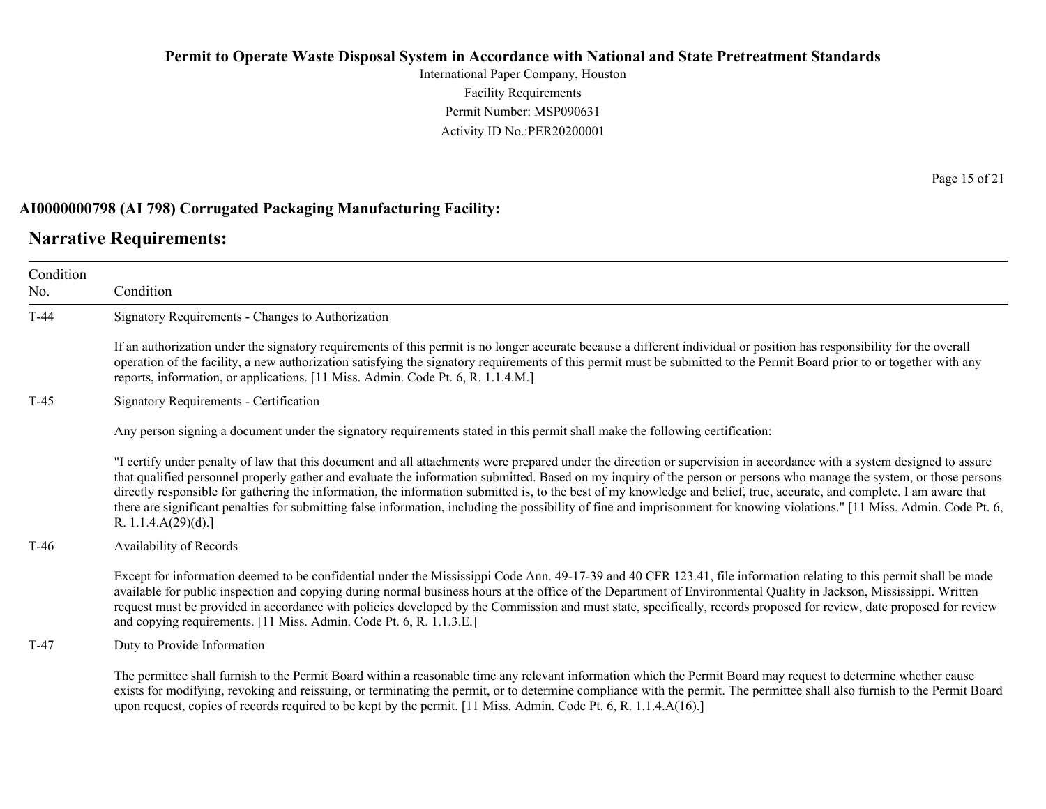**AI0000000798 (AI 798) Corrugated Packaging Manufacturing Facility:**

## Narrative Requirements:

| Condition No. | Condition |
| --- | --- |
| T-44 | Signatory Requirements - Changes to Authorization<br><br>If an authorization under the signatory requirements of this permit is no longer accurate because a different individual or position has responsibility for the overall operation of the facility, a new authorization satisfying the signatory requirements of this permit must be submitted to the Permit Board prior to or together with any reports, information, or applications. [11 Miss. Admin. Code Pt. 6, R. 1.1.4.M.] |
| T-45 | Signatory Requirements - Certification<br><br>Any person signing a document under the signatory requirements stated in this permit shall make the following certification:<br><br>"I certify under penalty of law that this document and all attachments were prepared under the direction or supervision in accordance with a system designed to assure that qualified personnel properly gather and evaluate the information submitted. Based on my inquiry of the person or persons who manage the system, or those persons directly responsible for gathering the information, the information submitted is, to the best of my knowledge and belief, true, accurate, and complete. I am aware that there are significant penalties for submitting false information, including the possibility of fine and imprisonment for knowing violations." [11 Miss. Admin. Code Pt. 6, R. 1.1.4.A(29)(d).] |
| T-46 | Availability of Records<br><br>Except for information deemed to be confidential under the Mississippi Code Ann. 49-17-39 and 40 CFR 123.41, file information relating to this permit shall be made available for public inspection and copying during normal business hours at the office of the Department of Environmental Quality in Jackson, Mississippi. Written request must be provided in accordance with policies developed by the Commission and must state, specifically, records proposed for review, date proposed for review and copying requirements. [11 Miss. Admin. Code Pt. 6, R. 1.1.3.E.] |
| T-47 | Duty to Provide Information<br><br>The permittee shall furnish to the Permit Board within a reasonable time any relevant information which the Permit Board may request to determine whether cause exists for modifying, revoking and reissuing, or terminating the permit, or to determine compliance with the permit. The permittee shall also furnish to the Permit Board upon request, copies of records required to be kept by the permit. [11 Miss. Admin. Code Pt. 6, R. 1.1.4.A(16).] |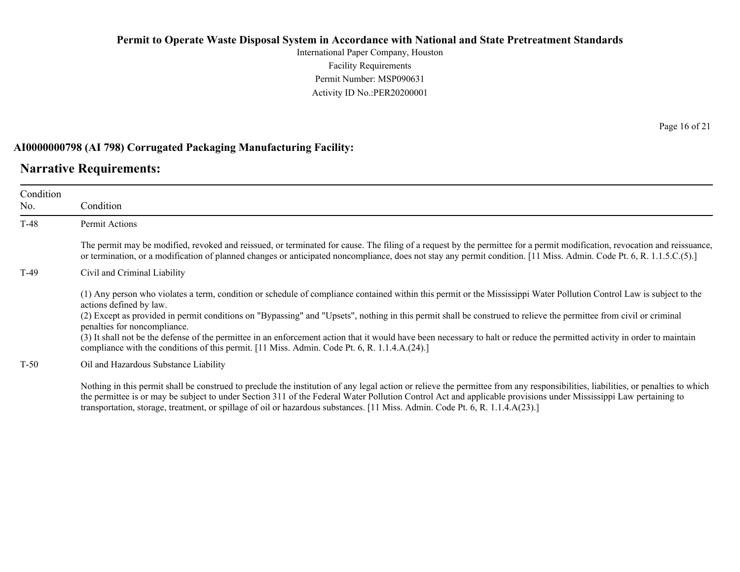**AI0000000798 (AI 798) Corrugated Packaging Manufacturing Facility:**

## Narrative Requirements:

| Condition No. | Condition |
|---|---|
| T-48 | Permit Actions<br><br>The permit may be modified, revoked and reissued, or terminated for cause. The filing of a request by the permittee for a permit modification, revocation and reissuance, or termination, or a modification of planned changes or anticipated noncompliance, does not stay any permit condition. [11 Miss. Admin. Code Pt. 6, R. 1.1.5.C.(5).] |
| T-49 | Civil and Criminal Liability<br><br>(1) Any person who violates a term, condition or schedule of compliance contained within this permit or the Mississippi Water Pollution Control Law is subject to the actions defined by law.<br>(2) Except as provided in permit conditions on "Bypassing" and "Upsets", nothing in this permit shall be construed to relieve the permittee from civil or criminal penalties for noncompliance.<br>(3) It shall not be the defense of the permittee in an enforcement action that it would have been necessary to halt or reduce the permitted activity in order to maintain compliance with the conditions of this permit. [11 Miss. Admin. Code Pt. 6, R. 1.1.4.A.(24).] |
| T-50 | Oil and Hazardous Substance Liability<br><br>Nothing in this permit shall be construed to preclude the institution of any legal action or relieve the permittee from any responsibilities, liabilities, or penalties to which the permittee is or may be subject to under Section 311 of the Federal Water Pollution Control Act and applicable provisions under Mississippi Law pertaining to transportation, storage, treatment, or spillage of oil or hazardous substances. [11 Miss. Admin. Code Pt. 6, R. 1.1.4.A(23).] |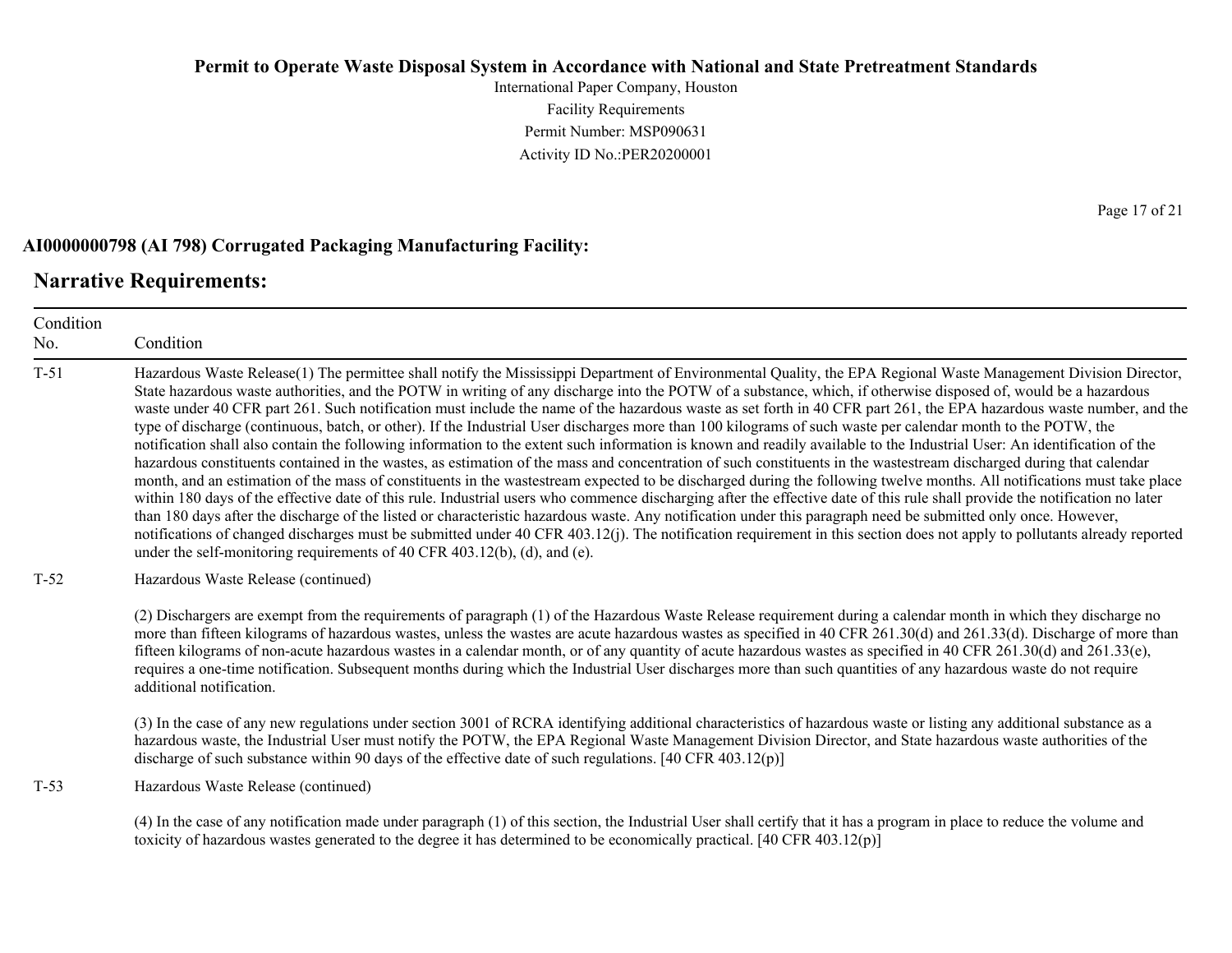**AI0000000798 (AI 798) Corrugated Packaging Manufacturing Facility:**

## Narrative Requirements:

| Condition No. | Condition |
|---|---|
| T-51 | Hazardous Waste Release(1) The permittee shall notify the Mississippi Department of Environmental Quality, the EPA Regional Waste Management Division Director, State hazardous waste authorities, and the POTW in writing of any discharge into the POTW of a substance, which, if otherwise disposed of, would be a hazardous waste under 40 CFR part 261. Such notification must include the name of the hazardous waste as set forth in 40 CFR part 261, the EPA hazardous waste number, and the type of discharge (continuous, batch, or other). If the Industrial User discharges more than 100 kilograms of such waste per calendar month to the POTW, the notification shall also contain the following information to the extent such information is known and readily available to the Industrial User: An identification of the hazardous constituents contained in the wastes, as estimation of the mass and concentration of such constituents in the wastestream discharged during that calendar month, and an estimation of the mass of constituents in the wastestream expected to be discharged during the following twelve months. All notifications must take place within 180 days of the effective date of this rule. Industrial users who commence discharging after the effective date of this rule shall provide the notification no later than 180 days after the discharge of the listed or characteristic hazardous waste. Any notification under this paragraph need be submitted only once. However, notifications of changed discharges must be submitted under 40 CFR 403.12(j). The notification requirement in this section does not apply to pollutants already reported under the self-monitoring requirements of 40 CFR 403.12(b), (d), and (e). |
| T-52 | Hazardous Waste Release (continued)<br><br>(2) Dischargers are exempt from the requirements of paragraph (1) of the Hazardous Waste Release requirement during a calendar month in which they discharge no more than fifteen kilograms of hazardous wastes, unless the wastes are acute hazardous wastes as specified in 40 CFR 261.30(d) and 261.33(d). Discharge of more than fifteen kilograms of non-acute hazardous wastes in a calendar month, or of any quantity of acute hazardous wastes as specified in 40 CFR 261.30(d) and 261.33(e), requires a one-time notification. Subsequent months during which the Industrial User discharges more than such quantities of any hazardous waste do not require additional notification.<br><br>(3) In the case of any new regulations under section 3001 of RCRA identifying additional characteristics of hazardous waste or listing any additional substance as a hazardous waste, the Industrial User must notify the POTW, the EPA Regional Waste Management Division Director, and State hazardous waste authorities of the discharge of such substance within 90 days of the effective date of such regulations. [40 CFR 403.12(p)] |
| T-53 | Hazardous Waste Release (continued)<br><br>(4) In the case of any notification made under paragraph (1) of this section, the Industrial User shall certify that it has a program in place to reduce the volume and toxicity of hazardous wastes generated to the degree it has determined to be economically practical. [40 CFR 403.12(p)] |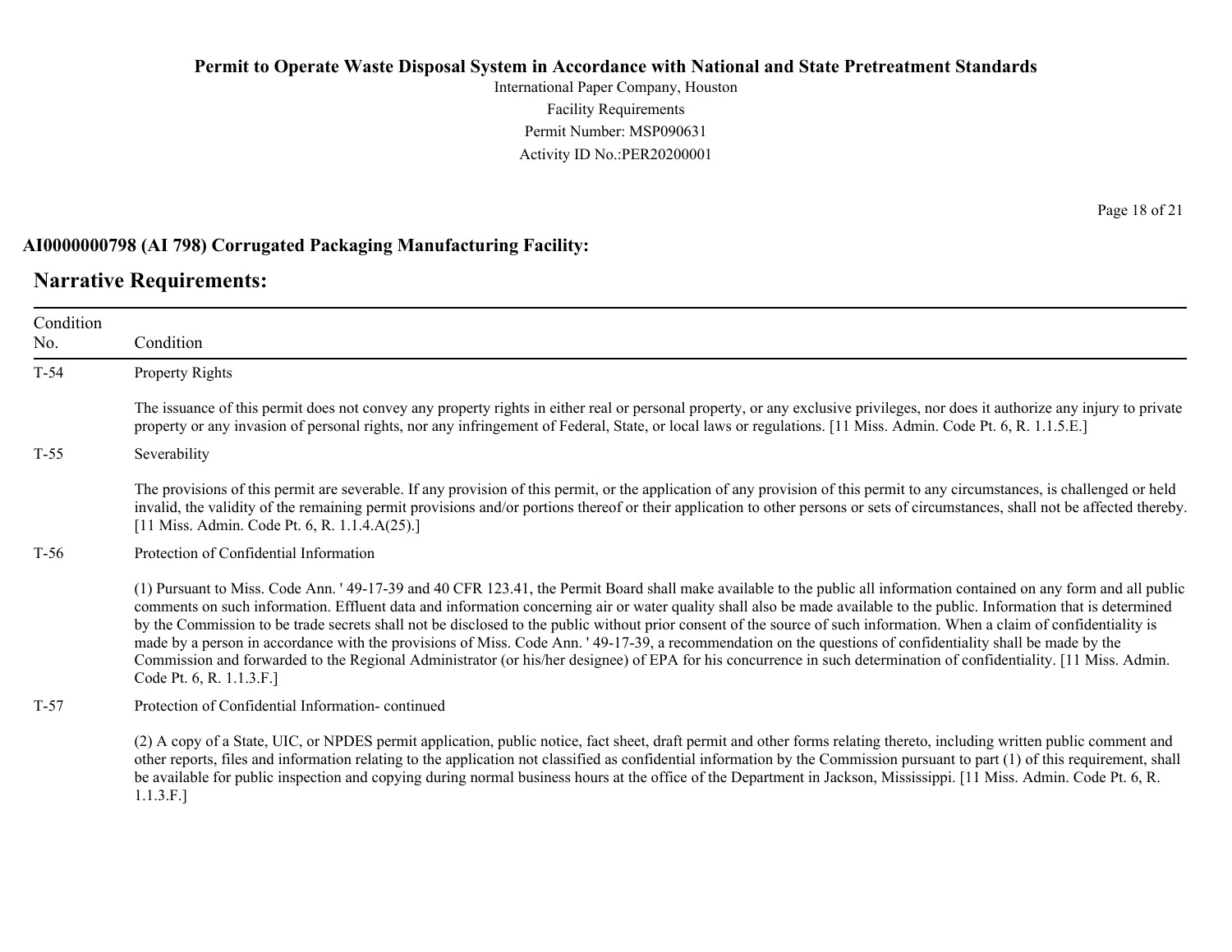**AI0000000798 (AI 798) Corrugated Packaging Manufacturing Facility:**

## Narrative Requirements:

| Condition No. | Condition |
| --- | --- |
| T-54 | Property Rights<br><br>The issuance of this permit does not convey any property rights in either real or personal property, or any exclusive privileges, nor does it authorize any injury to private property or any invasion of personal rights, nor any infringement of Federal, State, or local laws or regulations. [11 Miss. Admin. Code Pt. 6, R. 1.1.5.E.] |
| T-55 | Severability<br><br>The provisions of this permit are severable. If any provision of this permit, or the application of any provision of this permit to any circumstances, is challenged or held invalid, the validity of the remaining permit provisions and/or portions thereof or their application to other persons or sets of circumstances, shall not be affected thereby. [11 Miss. Admin. Code Pt. 6, R. 1.1.4.A(25).] |
| T-56 | Protection of Confidential Information<br><br>(1) Pursuant to Miss. Code Ann. ' 49-17-39 and 40 CFR 123.41, the Permit Board shall make available to the public all information contained on any form and all public comments on such information. Effluent data and information concerning air or water quality shall also be made available to the public. Information that is determined by the Commission to be trade secrets shall not be disclosed to the public without prior consent of the source of such information. When a claim of confidentiality is made by a person in accordance with the provisions of Miss. Code Ann. ' 49-17-39, a recommendation on the questions of confidentiality shall be made by the Commission and forwarded to the Regional Administrator (or his/her designee) of EPA for his concurrence in such determination of confidentiality. [11 Miss. Admin. Code Pt. 6, R. 1.1.3.F.] |
| T-57 | Protection of Confidential Information- continued<br><br>(2) A copy of a State, UIC, or NPDES permit application, public notice, fact sheet, draft permit and other forms relating thereto, including written public comment and other reports, files and information relating to the application not classified as confidential information by the Commission pursuant to part (1) of this requirement, shall be available for public inspection and copying during normal business hours at the office of the Department in Jackson, Mississippi. [11 Miss. Admin. Code Pt. 6, R. 1.1.3.F.] |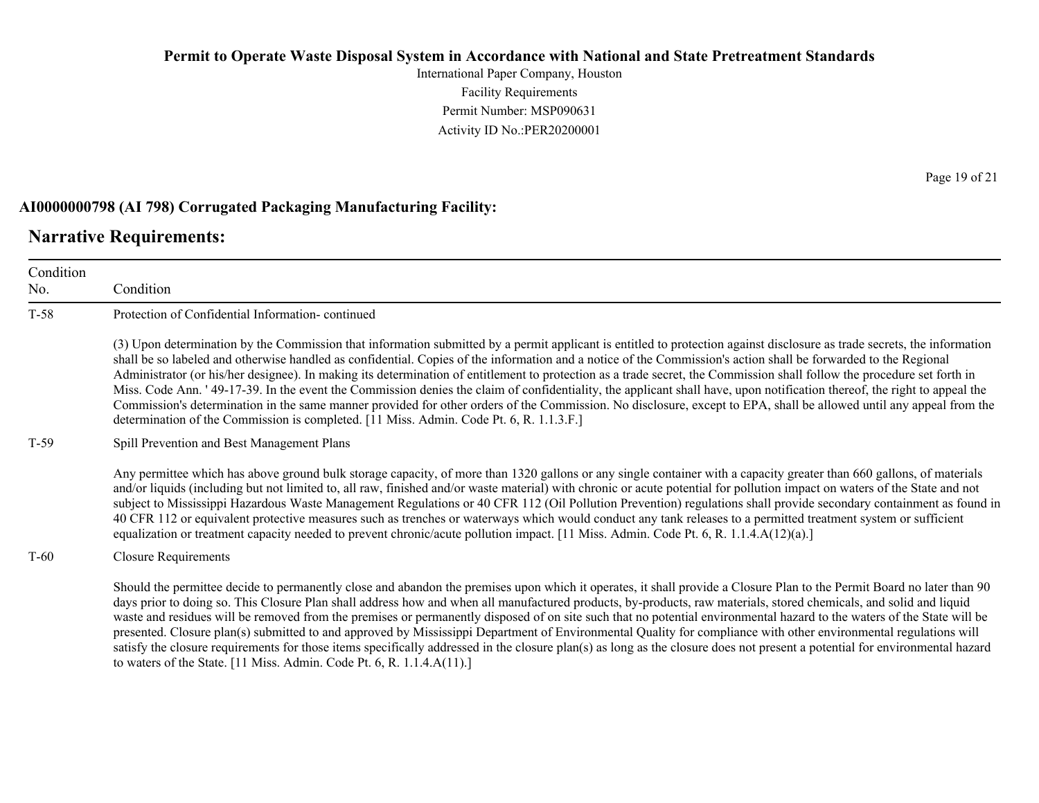**AI0000000798 (AI 798) Corrugated Packaging Manufacturing Facility:**

## Narrative Requirements:

| Condition No. | Condition |
|---|---|
| T-58 | Protection of Confidential Information- continued<br><br>(3) Upon determination by the Commission that information submitted by a permit applicant is entitled to protection against disclosure as trade secrets, the information shall be so labeled and otherwise handled as confidential. Copies of the information and a notice of the Commission's action shall be forwarded to the Regional Administrator (or his/her designee). In making its determination of entitlement to protection as a trade secret, the Commission shall follow the procedure set forth in Miss. Code Ann. ' 49-17-39. In the event the Commission denies the claim of confidentiality, the applicant shall have, upon notification thereof, the right to appeal the Commission's determination in the same manner provided for other orders of the Commission. No disclosure, except to EPA, shall be allowed until any appeal from the determination of the Commission is completed. [11 Miss. Admin. Code Pt. 6, R. 1.1.3.F.] |
| T-59 | Spill Prevention and Best Management Plans<br><br>Any permittee which has above ground bulk storage capacity, of more than 1320 gallons or any single container with a capacity greater than 660 gallons, of materials and/or liquids (including but not limited to, all raw, finished and/or waste material) with chronic or acute potential for pollution impact on waters of the State and not subject to Mississippi Hazardous Waste Management Regulations or 40 CFR 112 (Oil Pollution Prevention) regulations shall provide secondary containment as found in 40 CFR 112 or equivalent protective measures such as trenches or waterways which would conduct any tank releases to a permitted treatment system or sufficient equalization or treatment capacity needed to prevent chronic/acute pollution impact. [11 Miss. Admin. Code Pt. 6, R. 1.1.4.A(12)(a).] |
| T-60 | Closure Requirements<br><br>Should the permittee decide to permanently close and abandon the premises upon which it operates, it shall provide a Closure Plan to the Permit Board no later than 90 days prior to doing so. This Closure Plan shall address how and when all manufactured products, by-products, raw materials, stored chemicals, and solid and liquid waste and residues will be removed from the premises or permanently disposed of on site such that no potential environmental hazard to the waters of the State will be presented. Closure plan(s) submitted to and approved by Mississippi Department of Environmental Quality for compliance with other environmental regulations will satisfy the closure requirements for those items specifically addressed in the closure plan(s) as long as the closure does not present a potential for environmental hazard to waters of the State. [11 Miss. Admin. Code Pt. 6, R. 1.1.4.A(11).] |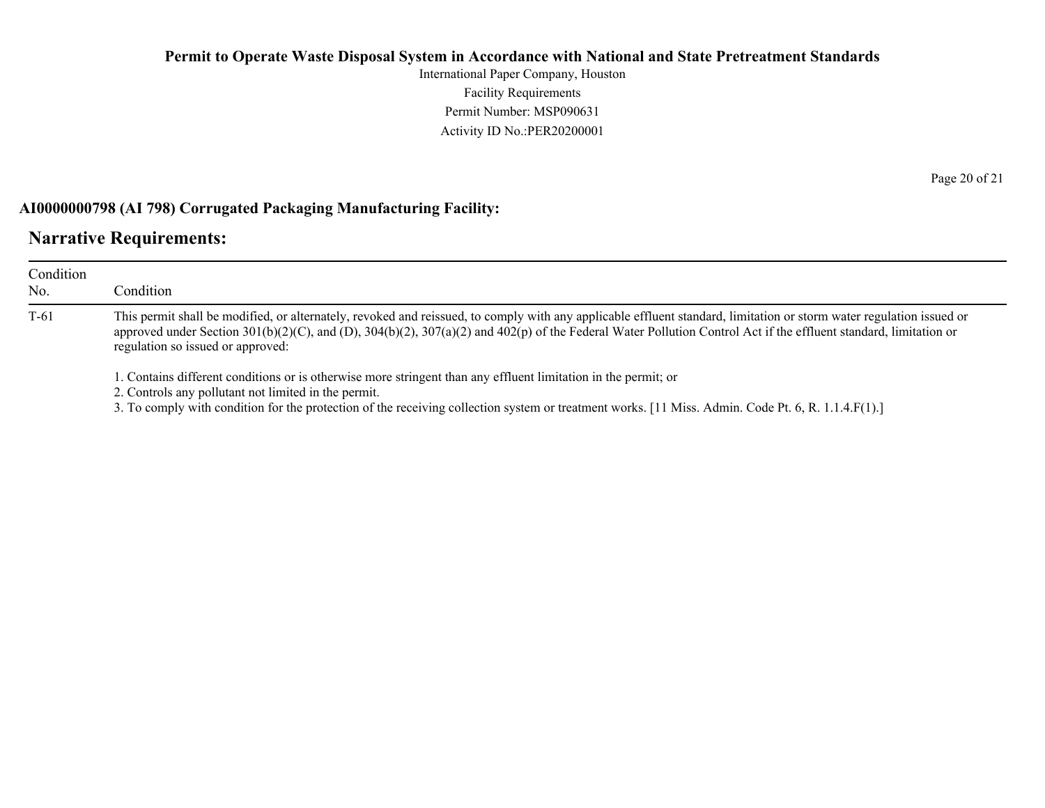**AI0000000798 (AI 798) Corrugated Packaging Manufacturing Facility:**

## Narrative Requirements:

| Condition No. | Condition |
|---|---|
| T-61 | This permit shall be modified, or alternately, revoked and reissued, to comply with any applicable effluent standard, limitation or storm water regulation issued or approved under Section 301(b)(2)(C), and (D), 304(b)(2), 307(a)(2) and 402(p) of the Federal Water Pollution Control Act if the effluent standard, limitation or regulation so issued or approved:<br><br>1. Contains different conditions or is otherwise more stringent than any effluent limitation in the permit; or<br>2. Controls any pollutant not limited in the permit.<br>3. To comply with condition for the protection of the receiving collection system or treatment works. [11 Miss. Admin. Code Pt. 6, R. 1.1.4.F(1).] |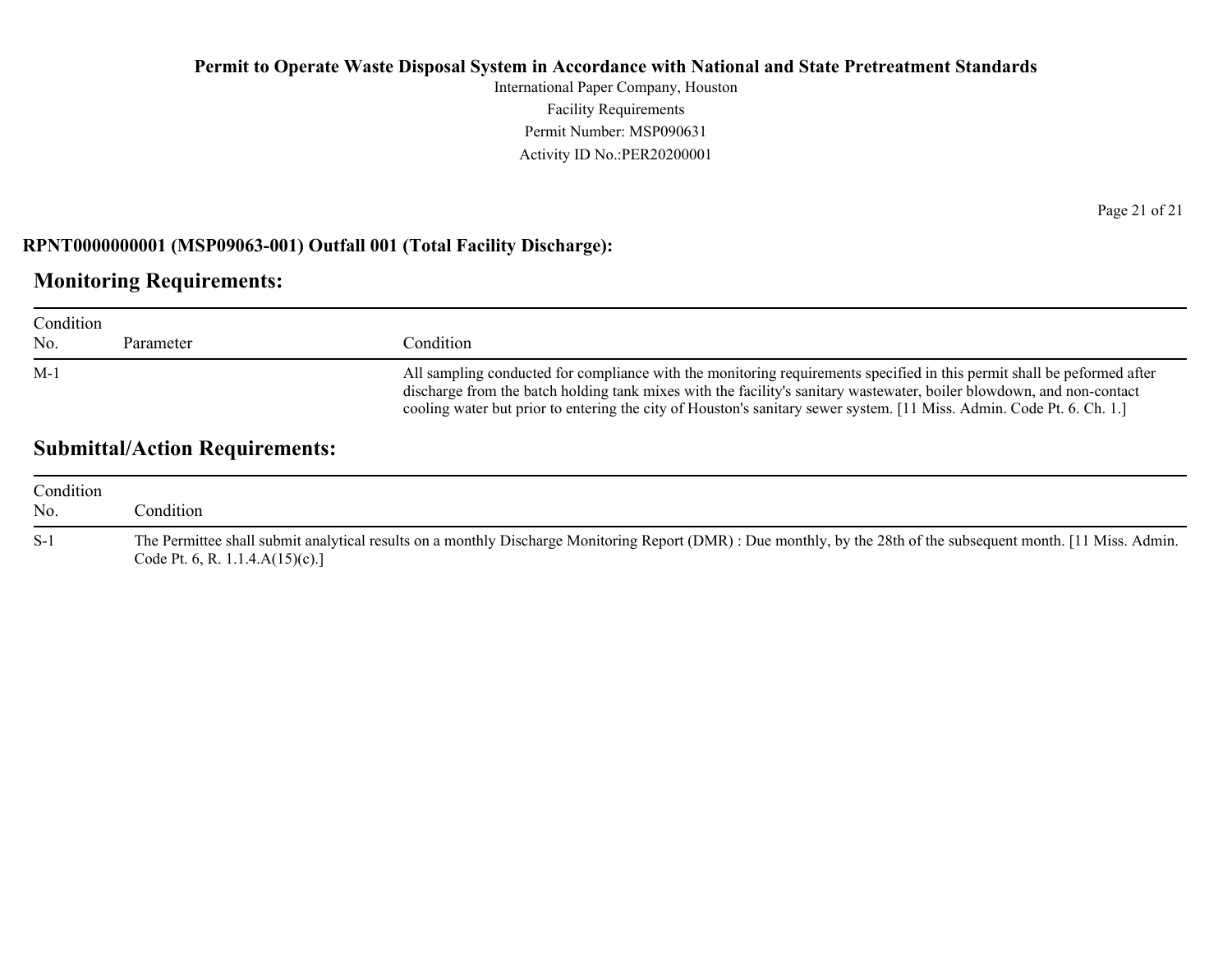**RPNT0000000001 (MSP09063-001) Outfall 001 (Total Facility Discharge):**

## Monitoring Requirements:

| Condition No. | Parameter | Condition |
| --- | --- | --- |
| M-1 | | All sampling conducted for compliance with the monitoring requirements specified in this permit shall be peformed after discharge from the batch holding tank mixes with the facility's sanitary wastewater, boiler blowdown, and non-contact cooling water but prior to entering the city of Houston's sanitary sewer system. [11 Miss. Admin. Code Pt. 6. Ch. 1.] |

## Submittal/Action Requirements:

| Condition No. | Condition |
| --- | --- |
| S-1 | The Permittee shall submit analytical results on a monthly Discharge Monitoring Report (DMR) : Due monthly, by the 28th of the subsequent month. [11 Miss. Admin. Code Pt. 6, R. 1.1.4.A(15)(c).] |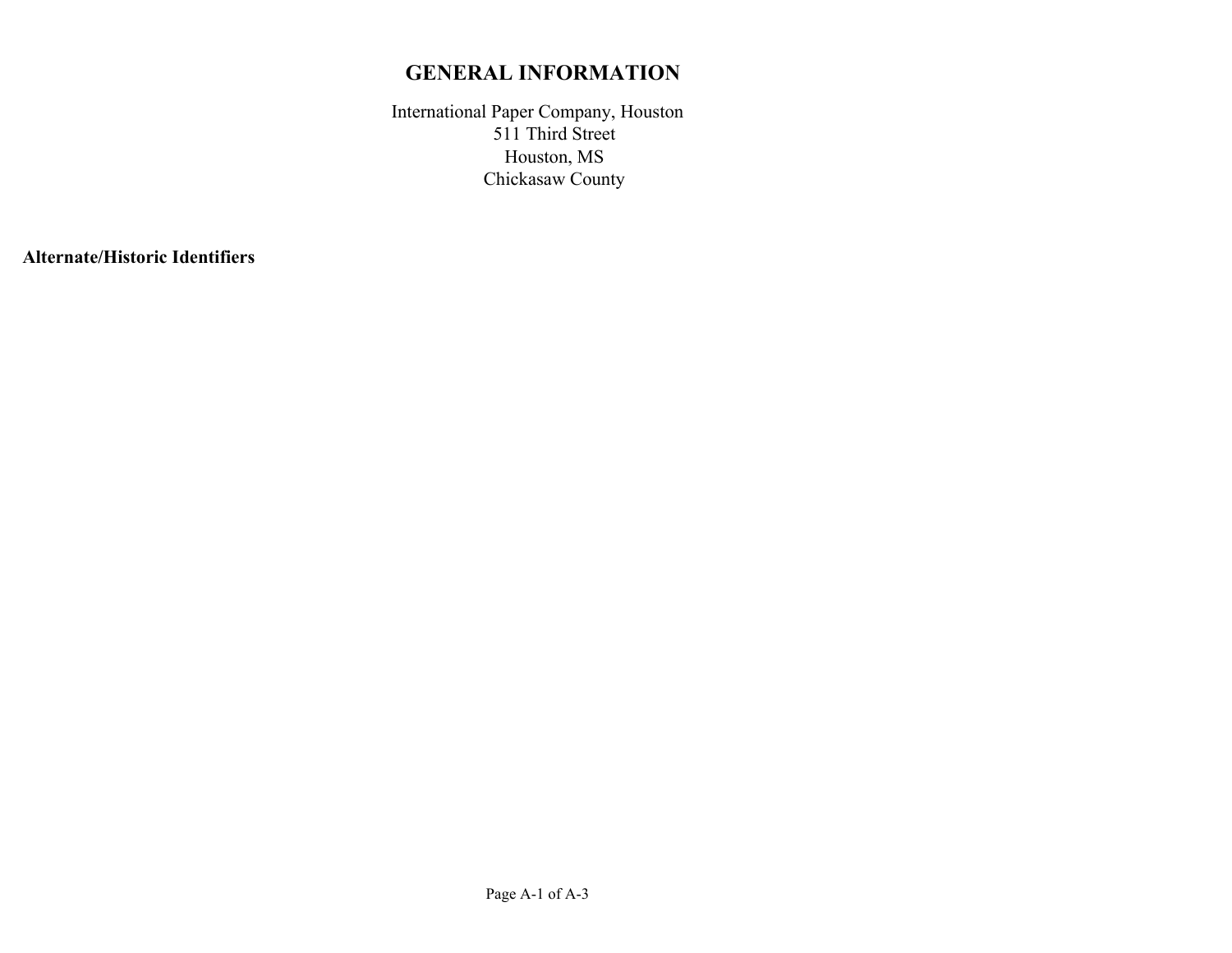# GENERAL INFORMATION

International Paper Company, Houston
511 Third Street
Houston, MS
Chickasaw County

**Alternate/Historic Identifiers**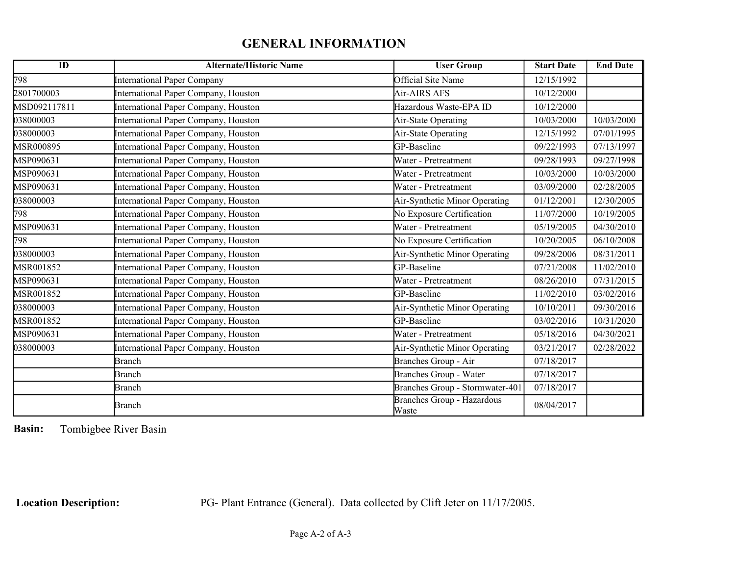# GENERAL INFORMATION

| ID | Alternate/Historic Name | User Group | Start Date | End Date |
|---|---|---|---|---|
| 798 | International Paper Company | Official Site Name | 12/15/1992 | |
| 2801700003 | International Paper Company, Houston | Air-AIRS AFS | 10/12/2000 | |
| MSD092117811 | International Paper Company, Houston | Hazardous Waste-EPA ID | 10/12/2000 | |
| 038000003 | International Paper Company, Houston | Air-State Operating | 10/03/2000 | 10/03/2000 |
| 038000003 | International Paper Company, Houston | Air-State Operating | 12/15/1992 | 07/01/1995 |
| MSR000895 | International Paper Company, Houston | GP-Baseline | 09/22/1993 | 07/13/1997 |
| MSP090631 | International Paper Company, Houston | Water - Pretreatment | 09/28/1993 | 09/27/1998 |
| MSP090631 | International Paper Company, Houston | Water - Pretreatment | 10/03/2000 | 10/03/2000 |
| MSP090631 | International Paper Company, Houston | Water - Pretreatment | 03/09/2000 | 02/28/2005 |
| 038000003 | International Paper Company, Houston | Air-Synthetic Minor Operating | 01/12/2001 | 12/30/2005 |
| 798 | International Paper Company, Houston | No Exposure Certification | 11/07/2000 | 10/19/2005 |
| MSP090631 | International Paper Company, Houston | Water - Pretreatment | 05/19/2005 | 04/30/2010 |
| 798 | International Paper Company, Houston | No Exposure Certification | 10/20/2005 | 06/10/2008 |
| 038000003 | International Paper Company, Houston | Air-Synthetic Minor Operating | 09/28/2006 | 08/31/2011 |
| MSR001852 | International Paper Company, Houston | GP-Baseline | 07/21/2008 | 11/02/2010 |
| MSP090631 | International Paper Company, Houston | Water - Pretreatment | 08/26/2010 | 07/31/2015 |
| MSR001852 | International Paper Company, Houston | GP-Baseline | 11/02/2010 | 03/02/2016 |
| 038000003 | International Paper Company, Houston | Air-Synthetic Minor Operating | 10/10/2011 | 09/30/2016 |
| MSR001852 | International Paper Company, Houston | GP-Baseline | 03/02/2016 | 10/31/2020 |
| MSP090631 | International Paper Company, Houston | Water - Pretreatment | 05/18/2016 | 04/30/2021 |
| 038000003 | International Paper Company, Houston | Air-Synthetic Minor Operating | 03/21/2017 | 02/28/2022 |
| | Branch | Branches Group - Air | 07/18/2017 | |
| | Branch | Branches Group - Water | 07/18/2017 | |
| | Branch | Branches Group - Stormwater-401 | 07/18/2017 | |
| | Branch | Branches Group - Hazardous Waste | 08/04/2017 | |

**Basin:** Tombigbee River Basin

**Location Description:** PG- Plant Entrance (General). Data collected by Clift Jeter on 11/17/2005.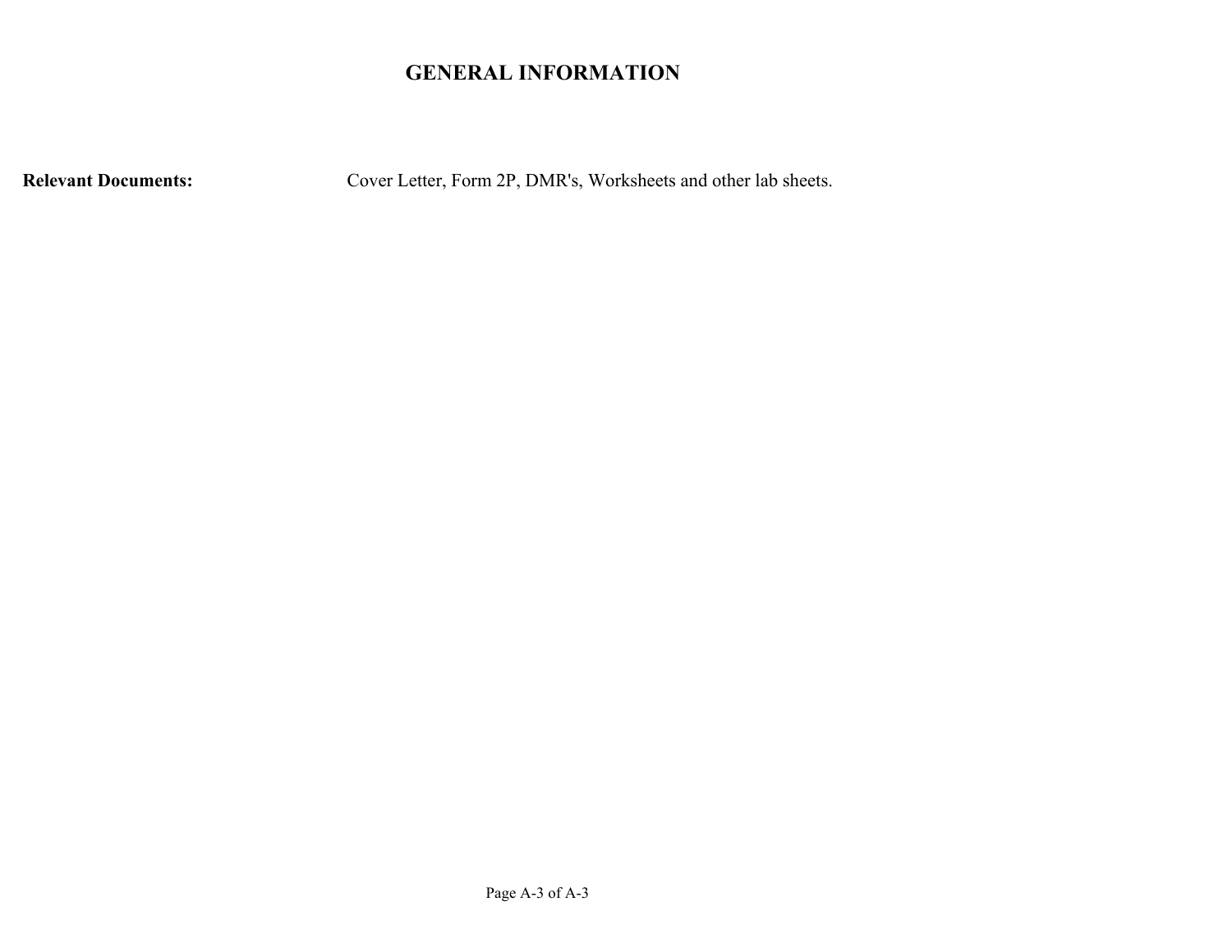# GENERAL INFORMATION

**Relevant Documents:** Cover Letter, Form 2P, DMR's, Worksheets and other lab sheets.